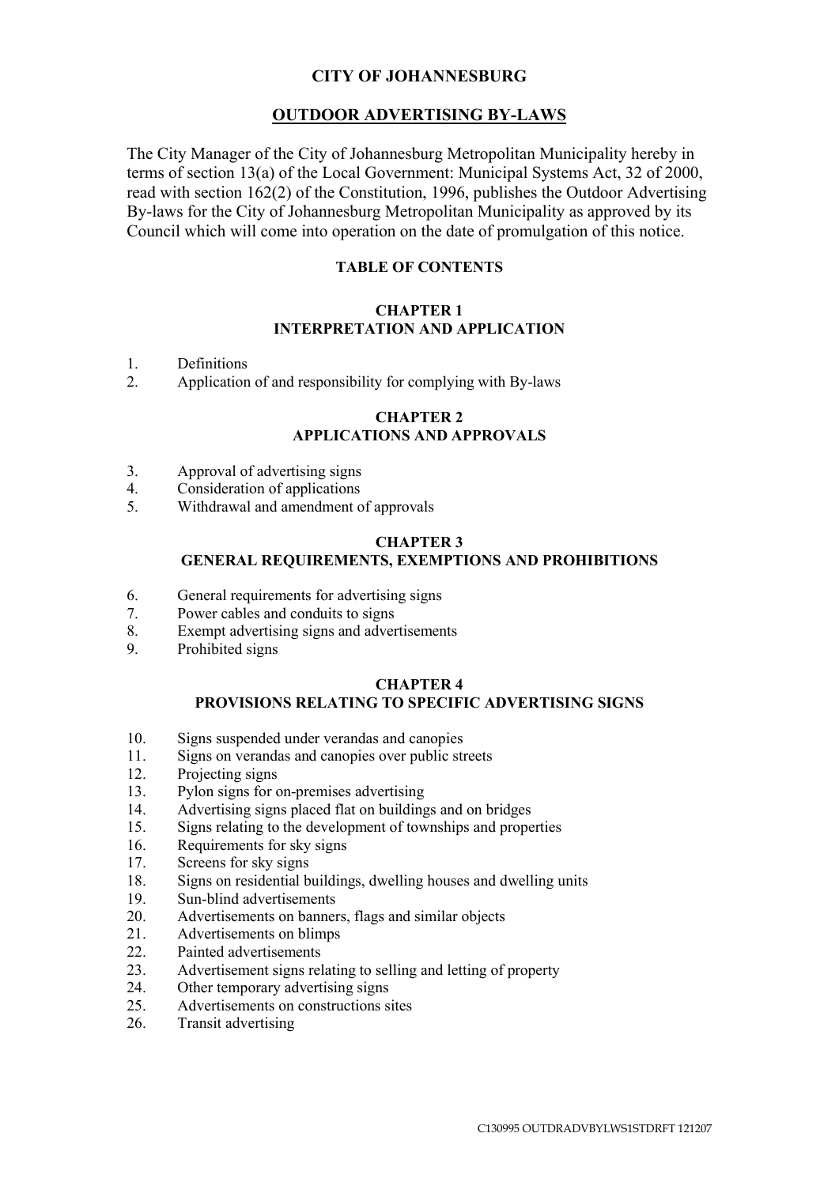# CITY OF JOHANNESBURG

## OUTDOOR ADVERTISING BY-LAWS

The City Manager of the City of Johannesburg Metropolitan Municipality hereby in terms of section 13(a) of the Local Government: Municipal Systems Act, 32 of 2000, read with section 162(2) of the Constitution, 1996, publishes the Outdoor Advertising By-laws for the City of Johannesburg Metropolitan Municipality as approved by its Council which will come into operation on the date of promulgation of this notice.

### TABLE OF CONTENTS

#### CHAPTER 1
#### INTERPRETATION AND APPLICATION

1. Definitions
2. Application of and responsibility for complying with By-laws

#### CHAPTER 2
#### APPLICATIONS AND APPROVALS

3. Approval of advertising signs
4. Consideration of applications
5. Withdrawal and amendment of approvals

#### CHAPTER 3
#### GENERAL REQUIREMENTS, EXEMPTIONS AND PROHIBITIONS

6. General requirements for advertising signs
7. Power cables and conduits to signs
8. Exempt advertising signs and advertisements
9. Prohibited signs

#### CHAPTER 4
#### PROVISIONS RELATING TO SPECIFIC ADVERTISING SIGNS

10. Signs suspended under verandas and canopies
11. Signs on verandas and canopies over public streets
12. Projecting signs
13. Pylon signs for on-premises advertising
14. Advertising signs placed flat on buildings and on bridges
15. Signs relating to the development of townships and properties
16. Requirements for sky signs
17. Screens for sky signs
18. Signs on residential buildings, dwelling houses and dwelling units
19. Sun-blind advertisements
20. Advertisements on banners, flags and similar objects
21. Advertisements on blimps
22. Painted advertisements
23. Advertisement signs relating to selling and letting of property
24. Other temporary advertising signs
25. Advertisements on constructions sites
26. Transit advertising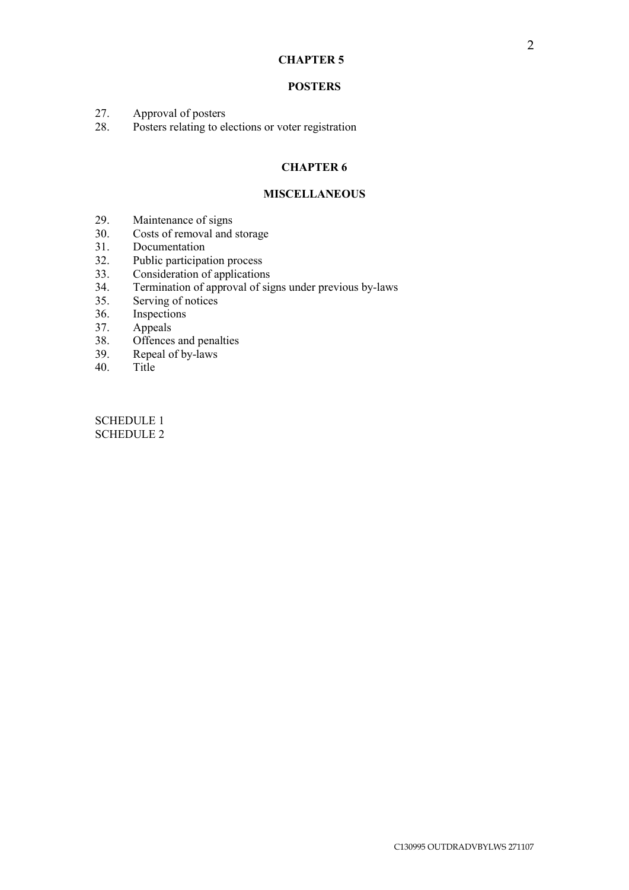## CHAPTER 5

## POSTERS

27. Approval of posters
28. Posters relating to elections or voter registration

## CHAPTER 6

## MISCELLANEOUS

29. Maintenance of signs
30. Costs of removal and storage
31. Documentation
32. Public participation process
33. Consideration of applications
34. Termination of approval of signs under previous by-laws
35. Serving of notices
36. Inspections
37. Appeals
38. Offences and penalties
39. Repeal of by-laws
40. Title

SCHEDULE 1
SCHEDULE 2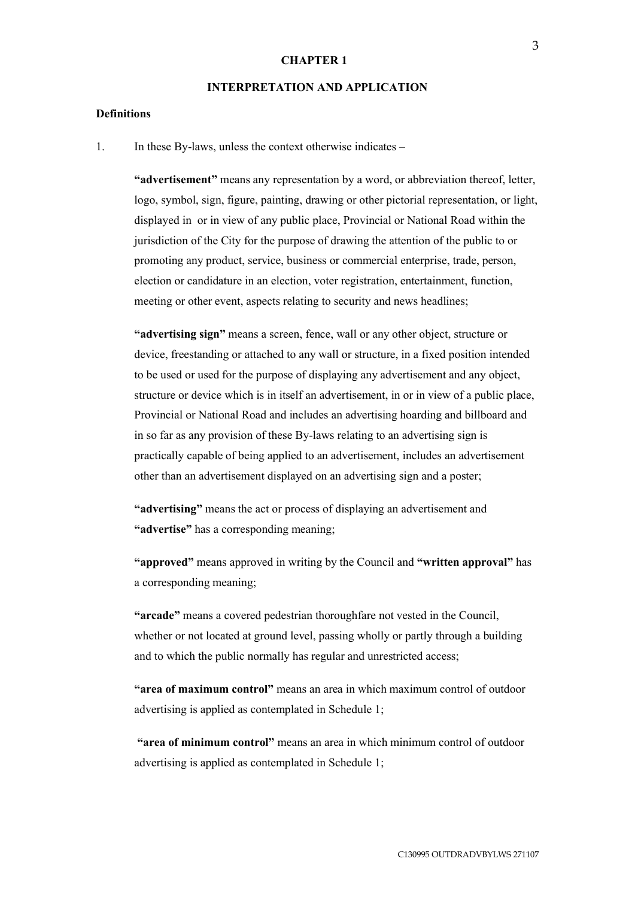# CHAPTER 1

## INTERPRETATION AND APPLICATION

### Definitions

1. In these By-laws, unless the context otherwise indicates –

**"advertisement"** means any representation by a word, or abbreviation thereof, letter, logo, symbol, sign, figure, painting, drawing or other pictorial representation, or light, displayed in or in view of any public place, Provincial or National Road within the jurisdiction of the City for the purpose of drawing the attention of the public to or promoting any product, service, business or commercial enterprise, trade, person, election or candidature in an election, voter registration, entertainment, function, meeting or other event, aspects relating to security and news headlines;

**"advertising sign"** means a screen, fence, wall or any other object, structure or device, freestanding or attached to any wall or structure, in a fixed position intended to be used or used for the purpose of displaying any advertisement and any object, structure or device which is in itself an advertisement, in or in view of a public place, Provincial or National Road and includes an advertising hoarding and billboard and in so far as any provision of these By-laws relating to an advertising sign is practically capable of being applied to an advertisement, includes an advertisement other than an advertisement displayed on an advertising sign and a poster;

**"advertising"** means the act or process of displaying an advertisement and **"advertise"** has a corresponding meaning;

**"approved"** means approved in writing by the Council and **"written approval"** has a corresponding meaning;

**"arcade"** means a covered pedestrian thoroughfare not vested in the Council, whether or not located at ground level, passing wholly or partly through a building and to which the public normally has regular and unrestricted access;

**"area of maximum control"** means an area in which maximum control of outdoor advertising is applied as contemplated in Schedule 1;

**"area of minimum control"** means an area in which minimum control of outdoor advertising is applied as contemplated in Schedule 1;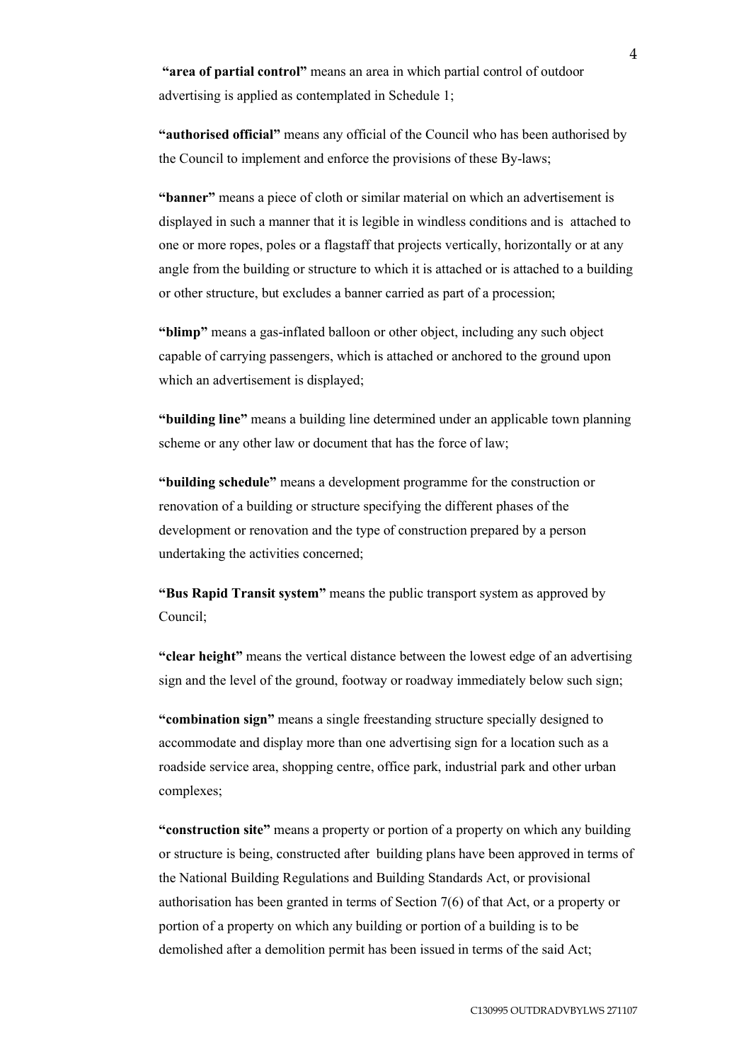**"area of partial control"** means an area in which partial control of outdoor advertising is applied as contemplated in Schedule 1;

**"authorised official"** means any official of the Council who has been authorised by the Council to implement and enforce the provisions of these By-laws;

**"banner"** means a piece of cloth or similar material on which an advertisement is displayed in such a manner that it is legible in windless conditions and is attached to one or more ropes, poles or a flagstaff that projects vertically, horizontally or at any angle from the building or structure to which it is attached or is attached to a building or other structure, but excludes a banner carried as part of a procession;

**"blimp"** means a gas-inflated balloon or other object, including any such object capable of carrying passengers, which is attached or anchored to the ground upon which an advertisement is displayed;

**"building line"** means a building line determined under an applicable town planning scheme or any other law or document that has the force of law;

**"building schedule"** means a development programme for the construction or renovation of a building or structure specifying the different phases of the development or renovation and the type of construction prepared by a person undertaking the activities concerned;

**"Bus Rapid Transit system"** means the public transport system as approved by Council;

**"clear height"** means the vertical distance between the lowest edge of an advertising sign and the level of the ground, footway or roadway immediately below such sign;

**"combination sign"** means a single freestanding structure specially designed to accommodate and display more than one advertising sign for a location such as a roadside service area, shopping centre, office park, industrial park and other urban complexes;

**"construction site"** means a property or portion of a property on which any building or structure is being, constructed after building plans have been approved in terms of the National Building Regulations and Building Standards Act, or provisional authorisation has been granted in terms of Section 7(6) of that Act, or a property or portion of a property on which any building or portion of a building is to be demolished after a demolition permit has been issued in terms of the said Act;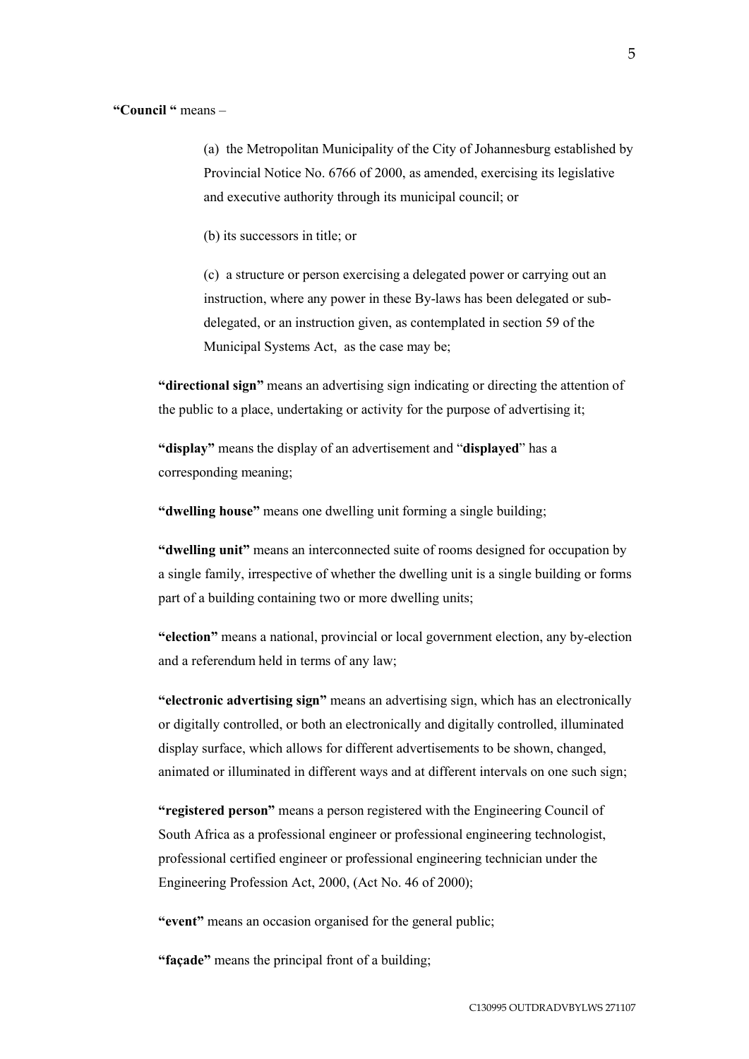**"Council "** means –

(a) the Metropolitan Municipality of the City of Johannesburg established by Provincial Notice No. 6766 of 2000, as amended, exercising its legislative and executive authority through its municipal council; or

(b) its successors in title; or

(c) a structure or person exercising a delegated power or carrying out an instruction, where any power in these By-laws has been delegated or sub-delegated, or an instruction given, as contemplated in section 59 of the Municipal Systems Act, as the case may be;

**"directional sign"** means an advertising sign indicating or directing the attention of the public to a place, undertaking or activity for the purpose of advertising it;

**"display"** means the display of an advertisement and "**displayed**" has a corresponding meaning;

**"dwelling house"** means one dwelling unit forming a single building;

**"dwelling unit"** means an interconnected suite of rooms designed for occupation by a single family, irrespective of whether the dwelling unit is a single building or forms part of a building containing two or more dwelling units;

**"election"** means a national, provincial or local government election, any by-election and a referendum held in terms of any law;

**"electronic advertising sign"** means an advertising sign, which has an electronically or digitally controlled, or both an electronically and digitally controlled, illuminated display surface, which allows for different advertisements to be shown, changed, animated or illuminated in different ways and at different intervals on one such sign;

**"registered person"** means a person registered with the Engineering Council of South Africa as a professional engineer or professional engineering technologist, professional certified engineer or professional engineering technician under the Engineering Profession Act, 2000, (Act No. 46 of 2000);

**"event"** means an occasion organised for the general public;

**"façade"** means the principal front of a building;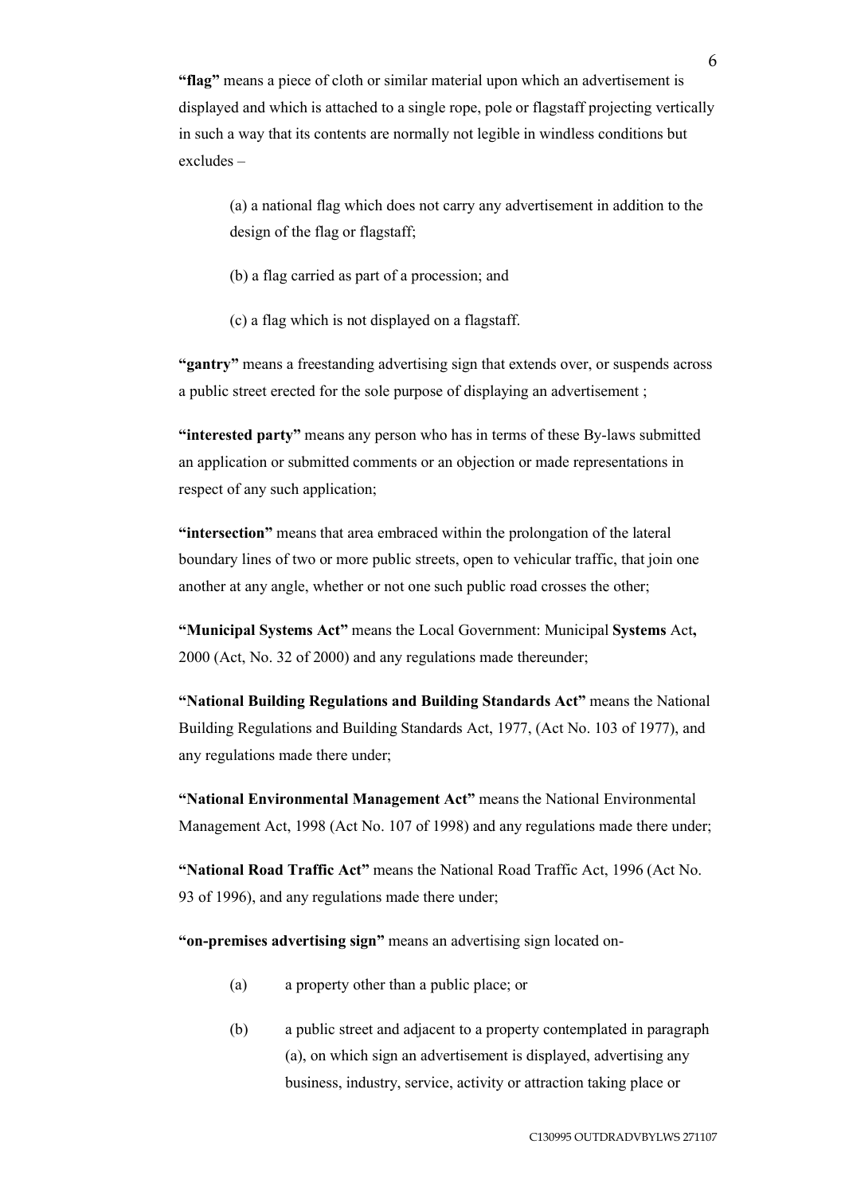**"flag"** means a piece of cloth or similar material upon which an advertisement is displayed and which is attached to a single rope, pole or flagstaff projecting vertically in such a way that its contents are normally not legible in windless conditions but excludes –

(a) a national flag which does not carry any advertisement in addition to the design of the flag or flagstaff;

(b) a flag carried as part of a procession; and

(c) a flag which is not displayed on a flagstaff.

**"gantry"** means a freestanding advertising sign that extends over, or suspends across a public street erected for the sole purpose of displaying an advertisement ;

**"interested party"** means any person who has in terms of these By-laws submitted an application or submitted comments or an objection or made representations in respect of any such application;

**"intersection"** means that area embraced within the prolongation of the lateral boundary lines of two or more public streets, open to vehicular traffic, that join one another at any angle, whether or not one such public road crosses the other;

**"Municipal Systems Act"** means the Local Government: Municipal **Systems** Act**,** 2000 (Act, No. 32 of 2000) and any regulations made thereunder;

**"National Building Regulations and Building Standards Act"** means the National Building Regulations and Building Standards Act, 1977, (Act No. 103 of 1977), and any regulations made there under;

**"National Environmental Management Act"** means the National Environmental Management Act, 1998 (Act No. 107 of 1998) and any regulations made there under;

**"National Road Traffic Act"** means the National Road Traffic Act, 1996 (Act No. 93 of 1996), and any regulations made there under;

**"on-premises advertising sign"** means an advertising sign located on-

(a) a property other than a public place; or

(b) a public street and adjacent to a property contemplated in paragraph (a), on which sign an advertisement is displayed, advertising any business, industry, service, activity or attraction taking place or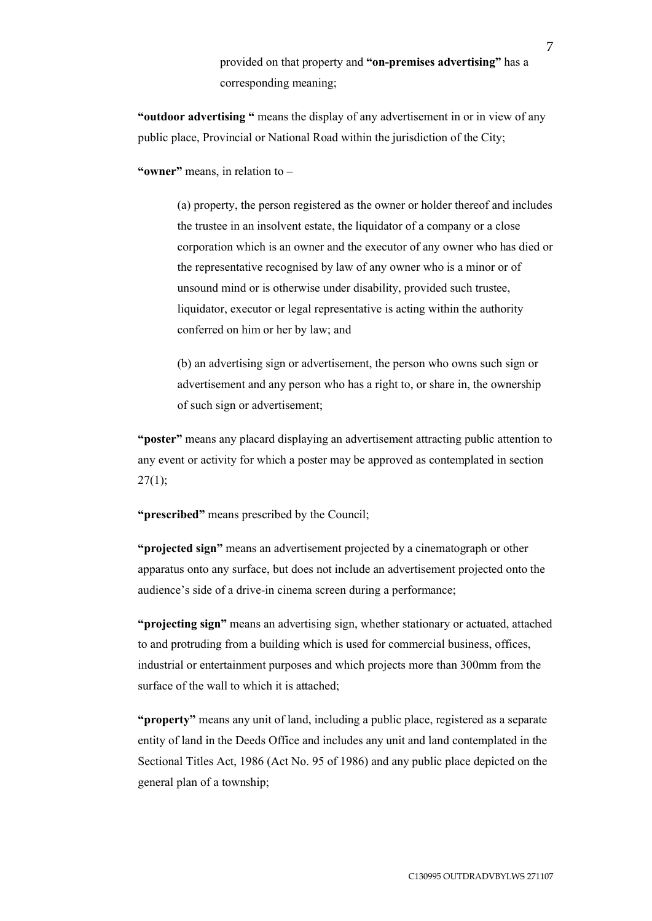provided on that property and **"on-premises advertising"** has a corresponding meaning;

**"outdoor advertising "** means the display of any advertisement in or in view of any public place, Provincial or National Road within the jurisdiction of the City;

**"owner"** means, in relation to –

(a) property, the person registered as the owner or holder thereof and includes the trustee in an insolvent estate, the liquidator of a company or a close corporation which is an owner and the executor of any owner who has died or the representative recognised by law of any owner who is a minor or of unsound mind or is otherwise under disability, provided such trustee, liquidator, executor or legal representative is acting within the authority conferred on him or her by law; and

(b) an advertising sign or advertisement, the person who owns such sign or advertisement and any person who has a right to, or share in, the ownership of such sign or advertisement;

**"poster"** means any placard displaying an advertisement attracting public attention to any event or activity for which a poster may be approved as contemplated in section 27(1);

**"prescribed"** means prescribed by the Council;

**"projected sign"** means an advertisement projected by a cinematograph or other apparatus onto any surface, but does not include an advertisement projected onto the audience's side of a drive-in cinema screen during a performance;

**"projecting sign"** means an advertising sign, whether stationary or actuated, attached to and protruding from a building which is used for commercial business, offices, industrial or entertainment purposes and which projects more than 300mm from the surface of the wall to which it is attached;

**"property"** means any unit of land, including a public place, registered as a separate entity of land in the Deeds Office and includes any unit and land contemplated in the Sectional Titles Act, 1986 (Act No. 95 of 1986) and any public place depicted on the general plan of a township;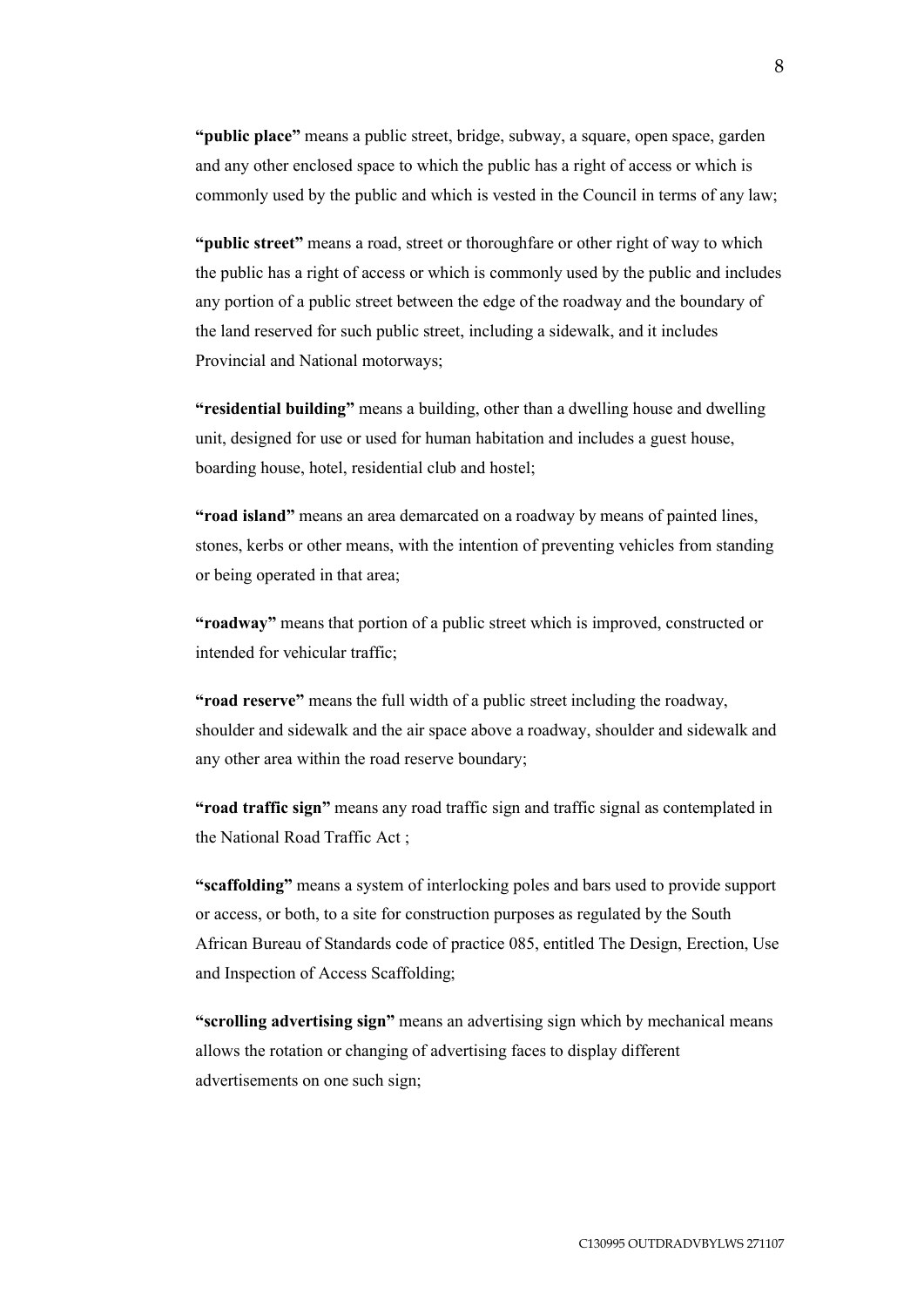**"public place"** means a public street, bridge, subway, a square, open space, garden and any other enclosed space to which the public has a right of access or which is commonly used by the public and which is vested in the Council in terms of any law;

**"public street"** means a road, street or thoroughfare or other right of way to which the public has a right of access or which is commonly used by the public and includes any portion of a public street between the edge of the roadway and the boundary of the land reserved for such public street, including a sidewalk, and it includes Provincial and National motorways;

**"residential building"** means a building, other than a dwelling house and dwelling unit, designed for use or used for human habitation and includes a guest house, boarding house, hotel, residential club and hostel;

**"road island"** means an area demarcated on a roadway by means of painted lines, stones, kerbs or other means, with the intention of preventing vehicles from standing or being operated in that area;

**"roadway"** means that portion of a public street which is improved, constructed or intended for vehicular traffic;

**"road reserve"** means the full width of a public street including the roadway, shoulder and sidewalk and the air space above a roadway, shoulder and sidewalk and any other area within the road reserve boundary;

**"road traffic sign"** means any road traffic sign and traffic signal as contemplated in the National Road Traffic Act ;

**"scaffolding"** means a system of interlocking poles and bars used to provide support or access, or both, to a site for construction purposes as regulated by the South African Bureau of Standards code of practice 085, entitled The Design, Erection, Use and Inspection of Access Scaffolding;

**"scrolling advertising sign"** means an advertising sign which by mechanical means allows the rotation or changing of advertising faces to display different advertisements on one such sign;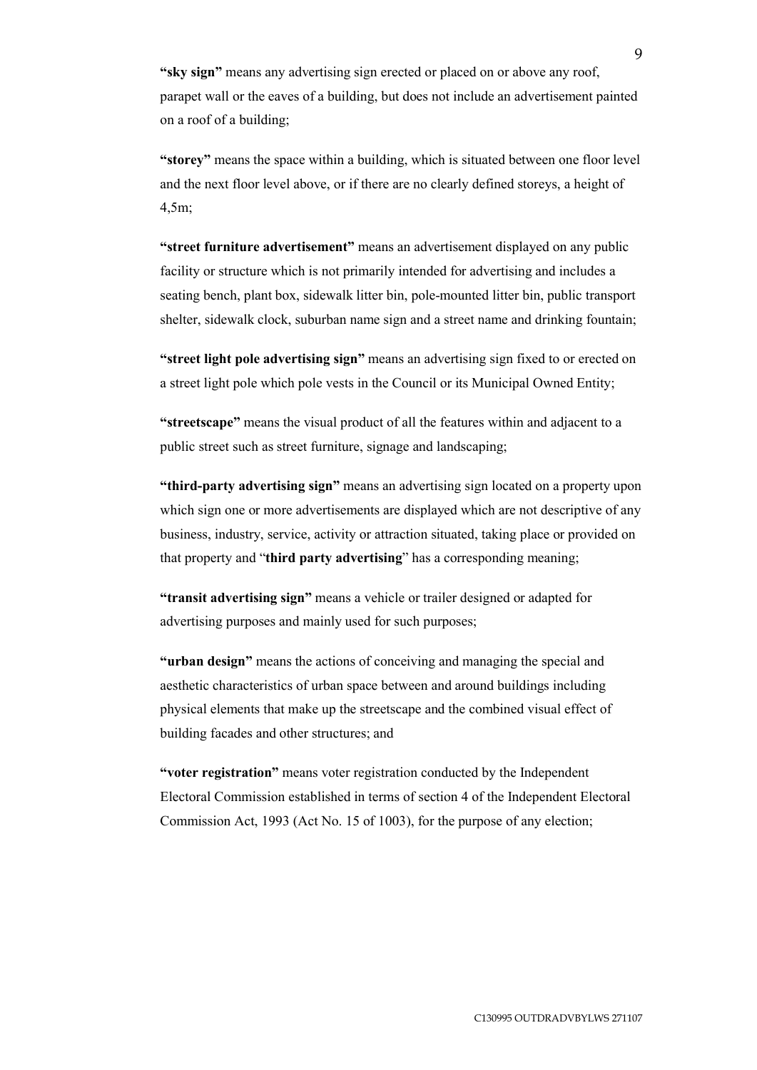**"sky sign"** means any advertising sign erected or placed on or above any roof, parapet wall or the eaves of a building, but does not include an advertisement painted on a roof of a building;

**"storey"** means the space within a building, which is situated between one floor level and the next floor level above, or if there are no clearly defined storeys, a height of 4,5m;

**"street furniture advertisement"** means an advertisement displayed on any public facility or structure which is not primarily intended for advertising and includes a seating bench, plant box, sidewalk litter bin, pole-mounted litter bin, public transport shelter, sidewalk clock, suburban name sign and a street name and drinking fountain;

**"street light pole advertising sign"** means an advertising sign fixed to or erected on a street light pole which pole vests in the Council or its Municipal Owned Entity;

**"streetscape"** means the visual product of all the features within and adjacent to a public street such as street furniture, signage and landscaping;

**"third-party advertising sign"** means an advertising sign located on a property upon which sign one or more advertisements are displayed which are not descriptive of any business, industry, service, activity or attraction situated, taking place or provided on that property and "**third party advertising**" has a corresponding meaning;

**"transit advertising sign"** means a vehicle or trailer designed or adapted for advertising purposes and mainly used for such purposes;

**"urban design"** means the actions of conceiving and managing the special and aesthetic characteristics of urban space between and around buildings including physical elements that make up the streetscape and the combined visual effect of building facades and other structures; and

**"voter registration"** means voter registration conducted by the Independent Electoral Commission established in terms of section 4 of the Independent Electoral Commission Act, 1993 (Act No. 15 of 1003), for the purpose of any election;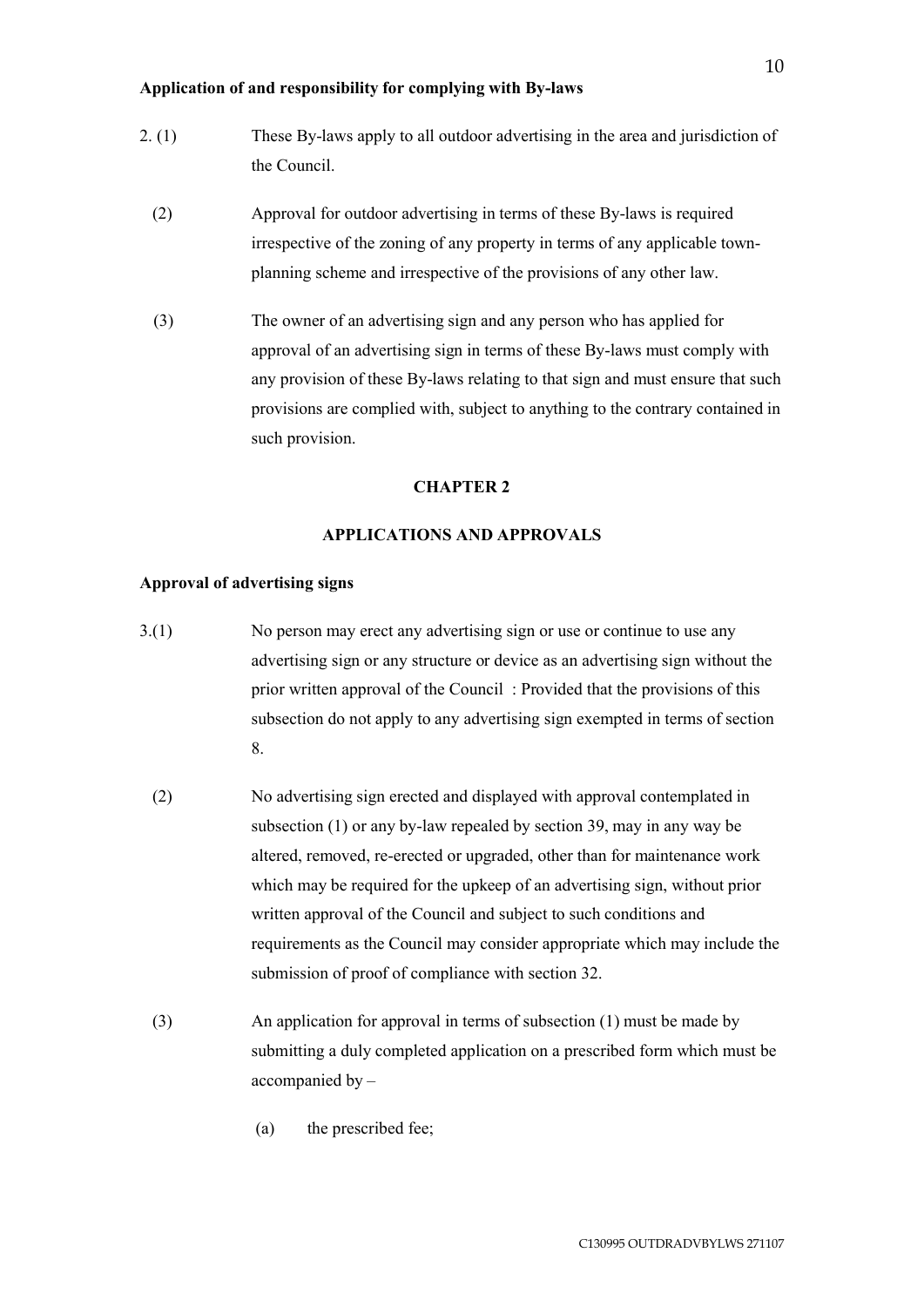**Application of and responsibility for complying with By-laws**

2. (1) These By-laws apply to all outdoor advertising in the area and jurisdiction of the Council.

(2) Approval for outdoor advertising in terms of these By-laws is required irrespective of the zoning of any property in terms of any applicable town-planning scheme and irrespective of the provisions of any other law.

(3) The owner of an advertising sign and any person who has applied for approval of an advertising sign in terms of these By-laws must comply with any provision of these By-laws relating to that sign and must ensure that such provisions are complied with, subject to anything to the contrary contained in such provision.

## CHAPTER 2

## APPLICATIONS AND APPROVALS

**Approval of advertising signs**

3.(1) No person may erect any advertising sign or use or continue to use any advertising sign or any structure or device as an advertising sign without the prior written approval of the Council : Provided that the provisions of this subsection do not apply to any advertising sign exempted in terms of section 8.

(2) No advertising sign erected and displayed with approval contemplated in subsection (1) or any by-law repealed by section 39, may in any way be altered, removed, re-erected or upgraded, other than for maintenance work which may be required for the upkeep of an advertising sign, without prior written approval of the Council and subject to such conditions and requirements as the Council may consider appropriate which may include the submission of proof of compliance with section 32.

(3) An application for approval in terms of subsection (1) must be made by submitting a duly completed application on a prescribed form which must be accompanied by –

(a) the prescribed fee;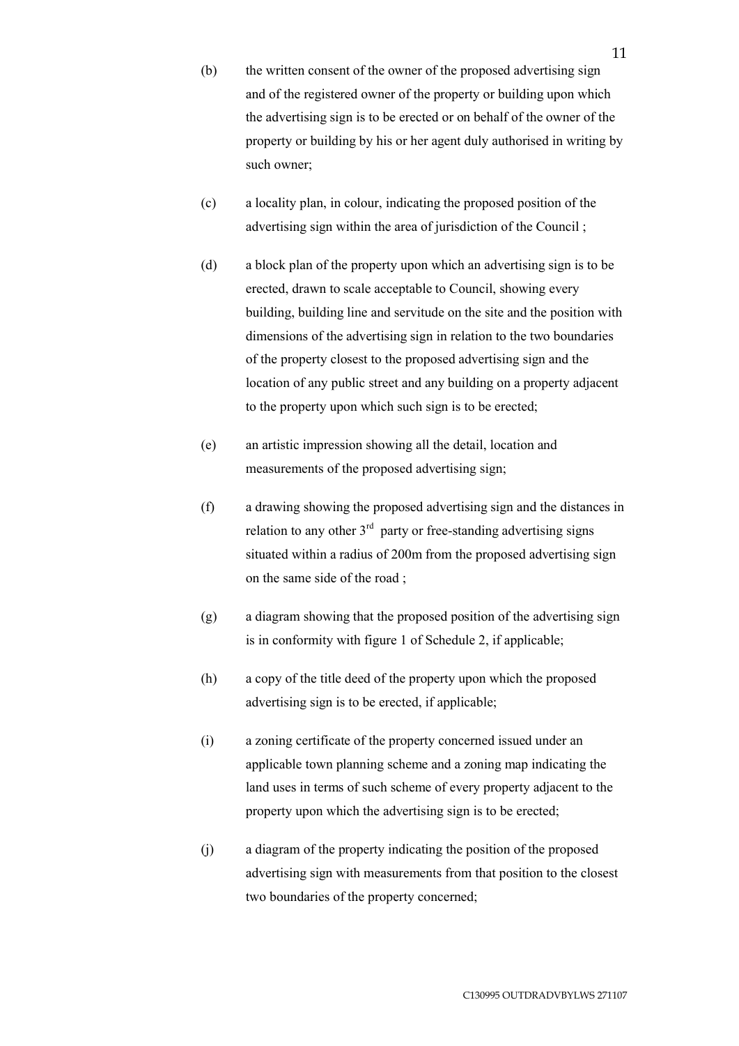(b) the written consent of the owner of the proposed advertising sign and of the registered owner of the property or building upon which the advertising sign is to be erected or on behalf of the owner of the property or building by his or her agent duly authorised in writing by such owner;

(c) a locality plan, in colour, indicating the proposed position of the advertising sign within the area of jurisdiction of the Council ;

(d) a block plan of the property upon which an advertising sign is to be erected, drawn to scale acceptable to Council, showing every building, building line and servitude on the site and the position with dimensions of the advertising sign in relation to the two boundaries of the property closest to the proposed advertising sign and the location of any public street and any building on a property adjacent to the property upon which such sign is to be erected;

(e) an artistic impression showing all the detail, location and measurements of the proposed advertising sign;

(f) a drawing showing the proposed advertising sign and the distances in relation to any other 3rd party or free-standing advertising signs situated within a radius of 200m from the proposed advertising sign on the same side of the road ;

(g) a diagram showing that the proposed position of the advertising sign is in conformity with figure 1 of Schedule 2, if applicable;

(h) a copy of the title deed of the property upon which the proposed advertising sign is to be erected, if applicable;

(i) a zoning certificate of the property concerned issued under an applicable town planning scheme and a zoning map indicating the land uses in terms of such scheme of every property adjacent to the property upon which the advertising sign is to be erected;

(j) a diagram of the property indicating the position of the proposed advertising sign with measurements from that position to the closest two boundaries of the property concerned;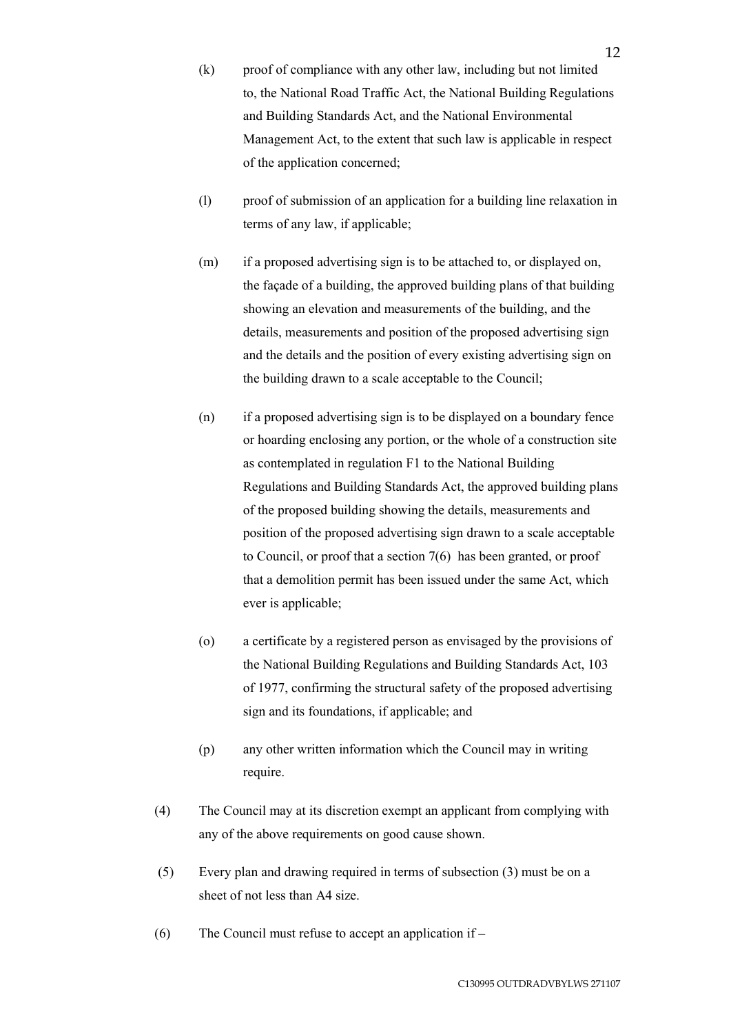(k) proof of compliance with any other law, including but not limited to, the National Road Traffic Act, the National Building Regulations and Building Standards Act, and the National Environmental Management Act, to the extent that such law is applicable in respect of the application concerned;

(l) proof of submission of an application for a building line relaxation in terms of any law, if applicable;

(m) if a proposed advertising sign is to be attached to, or displayed on, the façade of a building, the approved building plans of that building showing an elevation and measurements of the building, and the details, measurements and position of the proposed advertising sign and the details and the position of every existing advertising sign on the building drawn to a scale acceptable to the Council;

(n) if a proposed advertising sign is to be displayed on a boundary fence or hoarding enclosing any portion, or the whole of a construction site as contemplated in regulation F1 to the National Building Regulations and Building Standards Act, the approved building plans of the proposed building showing the details, measurements and position of the proposed advertising sign drawn to a scale acceptable to Council, or proof that a section 7(6) has been granted, or proof that a demolition permit has been issued under the same Act, which ever is applicable;

(o) a certificate by a registered person as envisaged by the provisions of the National Building Regulations and Building Standards Act, 103 of 1977, confirming the structural safety of the proposed advertising sign and its foundations, if applicable; and

(p) any other written information which the Council may in writing require.

(4) The Council may at its discretion exempt an applicant from complying with any of the above requirements on good cause shown.

(5) Every plan and drawing required in terms of subsection (3) must be on a sheet of not less than A4 size.

(6) The Council must refuse to accept an application if –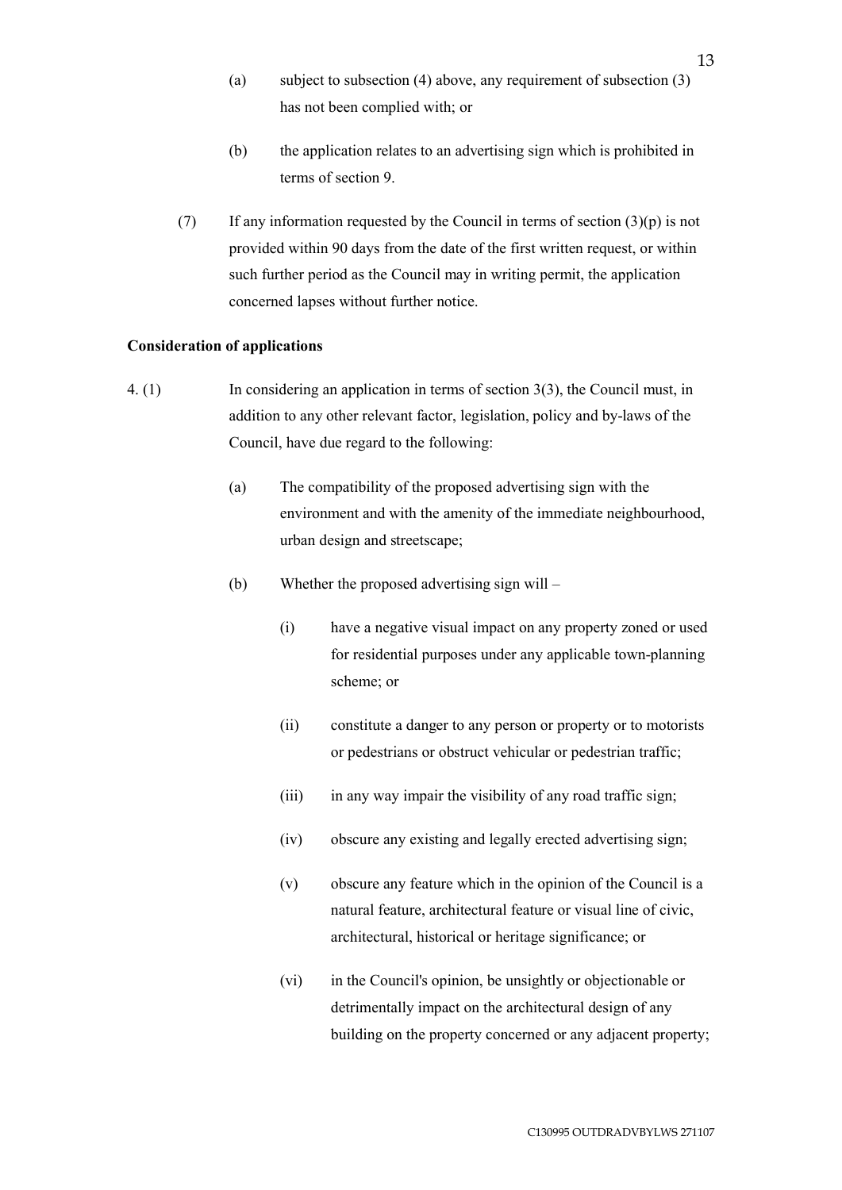(a) subject to subsection (4) above, any requirement of subsection (3) has not been complied with; or

(b) the application relates to an advertising sign which is prohibited in terms of section 9.

(7) If any information requested by the Council in terms of section (3)(p) is not provided within 90 days from the date of the first written request, or within such further period as the Council may in writing permit, the application concerned lapses without further notice.

**Consideration of applications**

4. (1) In considering an application in terms of section 3(3), the Council must, in addition to any other relevant factor, legislation, policy and by-laws of the Council, have due regard to the following:

(a) The compatibility of the proposed advertising sign with the environment and with the amenity of the immediate neighbourhood, urban design and streetscape;

(b) Whether the proposed advertising sign will –

(i) have a negative visual impact on any property zoned or used for residential purposes under any applicable town-planning scheme; or

(ii) constitute a danger to any person or property or to motorists or pedestrians or obstruct vehicular or pedestrian traffic;

(iii) in any way impair the visibility of any road traffic sign;

(iv) obscure any existing and legally erected advertising sign;

(v) obscure any feature which in the opinion of the Council is a natural feature, architectural feature or visual line of civic, architectural, historical or heritage significance; or

(vi) in the Council's opinion, be unsightly or objectionable or detrimentally impact on the architectural design of any building on the property concerned or any adjacent property;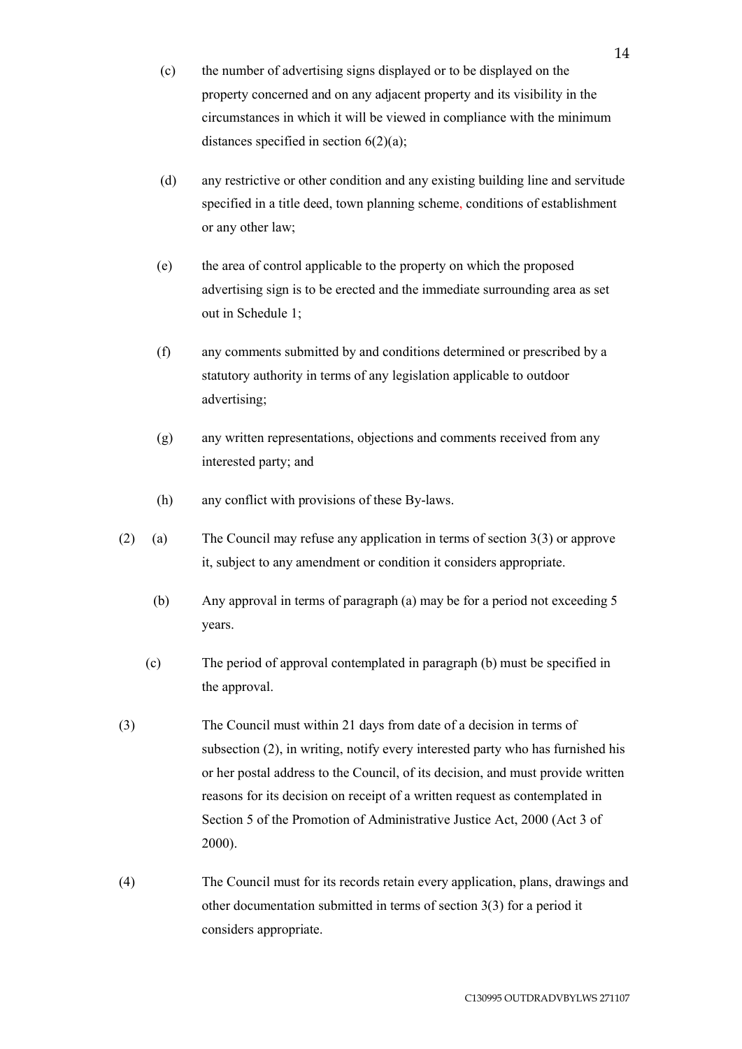(c) the number of advertising signs displayed or to be displayed on the property concerned and on any adjacent property and its visibility in the circumstances in which it will be viewed in compliance with the minimum distances specified in section 6(2)(a);

(d) any restrictive or other condition and any existing building line and servitude specified in a title deed, town planning scheme, conditions of establishment or any other law;

(e) the area of control applicable to the property on which the proposed advertising sign is to be erected and the immediate surrounding area as set out in Schedule 1;

(f) any comments submitted by and conditions determined or prescribed by a statutory authority in terms of any legislation applicable to outdoor advertising;

(g) any written representations, objections and comments received from any interested party; and

(h) any conflict with provisions of these By-laws.

(2) (a) The Council may refuse any application in terms of section 3(3) or approve it, subject to any amendment or condition it considers appropriate.

(b) Any approval in terms of paragraph (a) may be for a period not exceeding 5 years.

(c) The period of approval contemplated in paragraph (b) must be specified in the approval.

(3) The Council must within 21 days from date of a decision in terms of subsection (2), in writing, notify every interested party who has furnished his or her postal address to the Council, of its decision, and must provide written reasons for its decision on receipt of a written request as contemplated in Section 5 of the Promotion of Administrative Justice Act, 2000 (Act 3 of 2000).

(4) The Council must for its records retain every application, plans, drawings and other documentation submitted in terms of section 3(3) for a period it considers appropriate.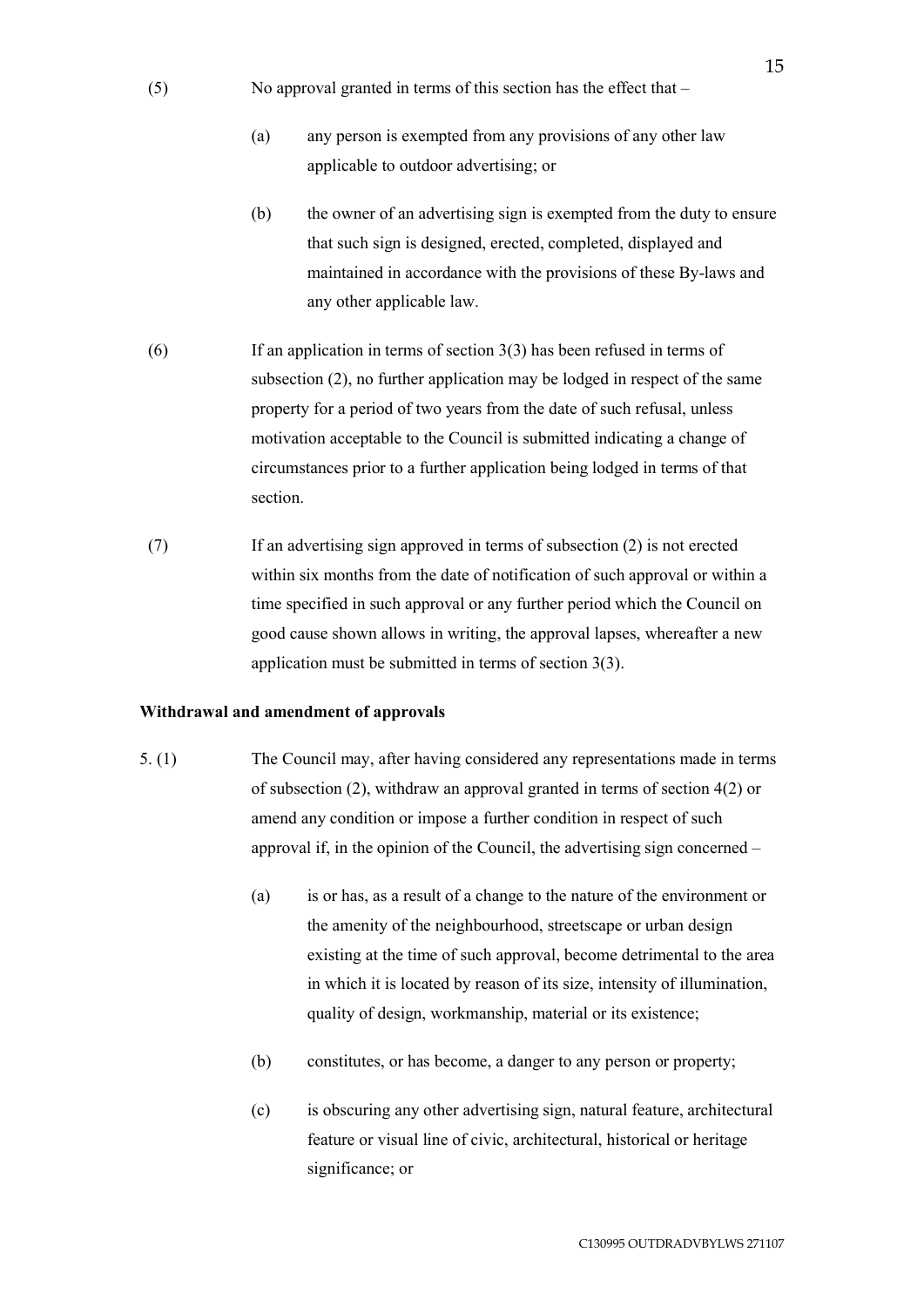(5) No approval granted in terms of this section has the effect that –

(a) any person is exempted from any provisions of any other law applicable to outdoor advertising; or

(b) the owner of an advertising sign is exempted from the duty to ensure that such sign is designed, erected, completed, displayed and maintained in accordance with the provisions of these By-laws and any other applicable law.

(6) If an application in terms of section 3(3) has been refused in terms of subsection (2), no further application may be lodged in respect of the same property for a period of two years from the date of such refusal, unless motivation acceptable to the Council is submitted indicating a change of circumstances prior to a further application being lodged in terms of that section.

(7) If an advertising sign approved in terms of subsection (2) is not erected within six months from the date of notification of such approval or within a time specified in such approval or any further period which the Council on good cause shown allows in writing, the approval lapses, whereafter a new application must be submitted in terms of section 3(3).

**Withdrawal and amendment of approvals**

5. (1) The Council may, after having considered any representations made in terms of subsection (2), withdraw an approval granted in terms of section 4(2) or amend any condition or impose a further condition in respect of such approval if, in the opinion of the Council, the advertising sign concerned –

(a) is or has, as a result of a change to the nature of the environment or the amenity of the neighbourhood, streetscape or urban design existing at the time of such approval, become detrimental to the area in which it is located by reason of its size, intensity of illumination, quality of design, workmanship, material or its existence;

(b) constitutes, or has become, a danger to any person or property;

(c) is obscuring any other advertising sign, natural feature, architectural feature or visual line of civic, architectural, historical or heritage significance; or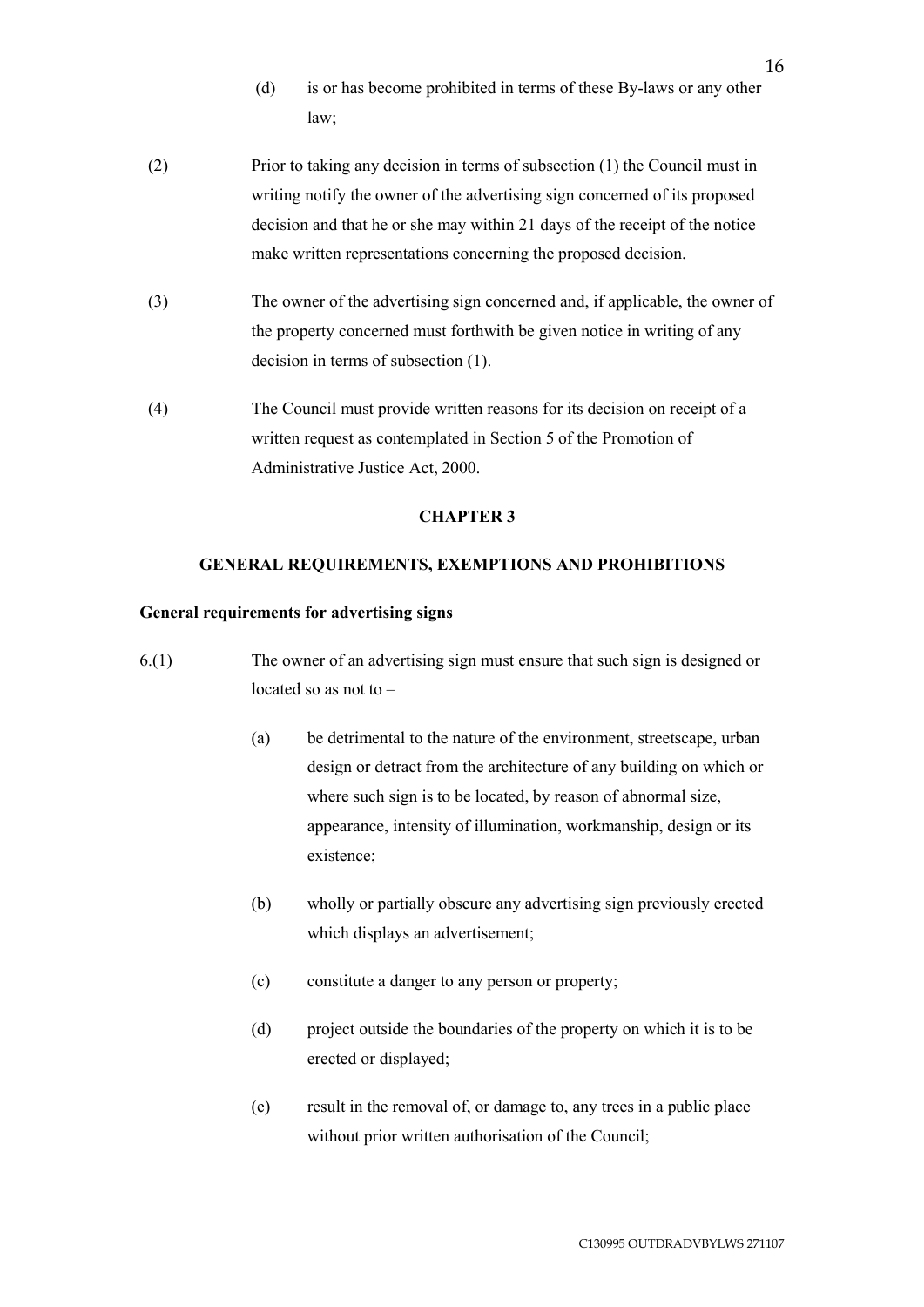(d) is or has become prohibited in terms of these By-laws or any other law;

(2) Prior to taking any decision in terms of subsection (1) the Council must in writing notify the owner of the advertising sign concerned of its proposed decision and that he or she may within 21 days of the receipt of the notice make written representations concerning the proposed decision.

(3) The owner of the advertising sign concerned and, if applicable, the owner of the property concerned must forthwith be given notice in writing of any decision in terms of subsection (1).

(4) The Council must provide written reasons for its decision on receipt of a written request as contemplated in Section 5 of the Promotion of Administrative Justice Act, 2000.

## CHAPTER 3

## GENERAL REQUIREMENTS, EXEMPTIONS AND PROHIBITIONS

**General requirements for advertising signs**

6.(1) The owner of an advertising sign must ensure that such sign is designed or located so as not to –

(a) be detrimental to the nature of the environment, streetscape, urban design or detract from the architecture of any building on which or where such sign is to be located, by reason of abnormal size, appearance, intensity of illumination, workmanship, design or its existence;

(b) wholly or partially obscure any advertising sign previously erected which displays an advertisement;

(c) constitute a danger to any person or property;

(d) project outside the boundaries of the property on which it is to be erected or displayed;

(e) result in the removal of, or damage to, any trees in a public place without prior written authorisation of the Council;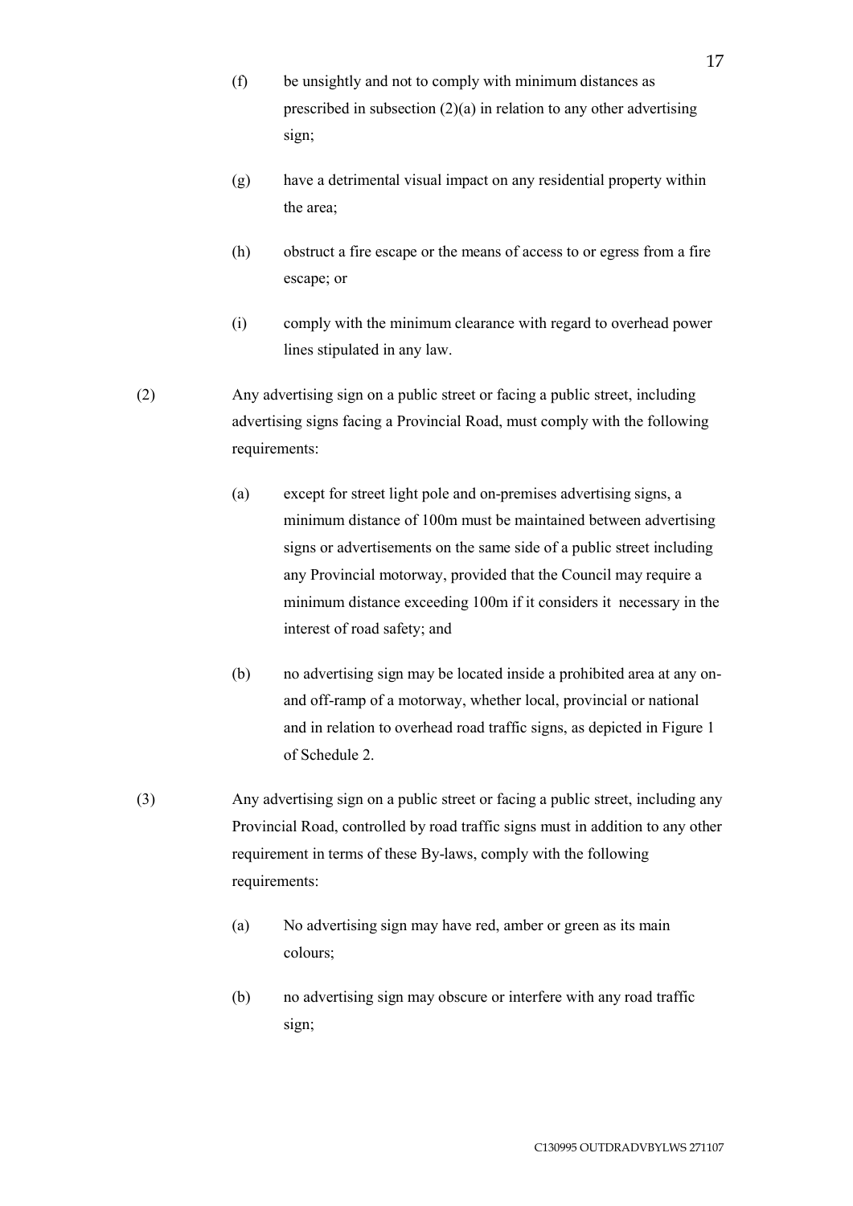(f) be unsightly and not to comply with minimum distances as prescribed in subsection (2)(a) in relation to any other advertising sign;

(g) have a detrimental visual impact on any residential property within the area;

(h) obstruct a fire escape or the means of access to or egress from a fire escape; or

(i) comply with the minimum clearance with regard to overhead power lines stipulated in any law.

(2) Any advertising sign on a public street or facing a public street, including advertising signs facing a Provincial Road, must comply with the following requirements:

(a) except for street light pole and on-premises advertising signs, a minimum distance of 100m must be maintained between advertising signs or advertisements on the same side of a public street including any Provincial motorway, provided that the Council may require a minimum distance exceeding 100m if it considers it necessary in the interest of road safety; and

(b) no advertising sign may be located inside a prohibited area at any on- and off-ramp of a motorway, whether local, provincial or national and in relation to overhead road traffic signs, as depicted in Figure 1 of Schedule 2.

(3) Any advertising sign on a public street or facing a public street, including any Provincial Road, controlled by road traffic signs must in addition to any other requirement in terms of these By-laws, comply with the following requirements:

(a) No advertising sign may have red, amber or green as its main colours;

(b) no advertising sign may obscure or interfere with any road traffic sign;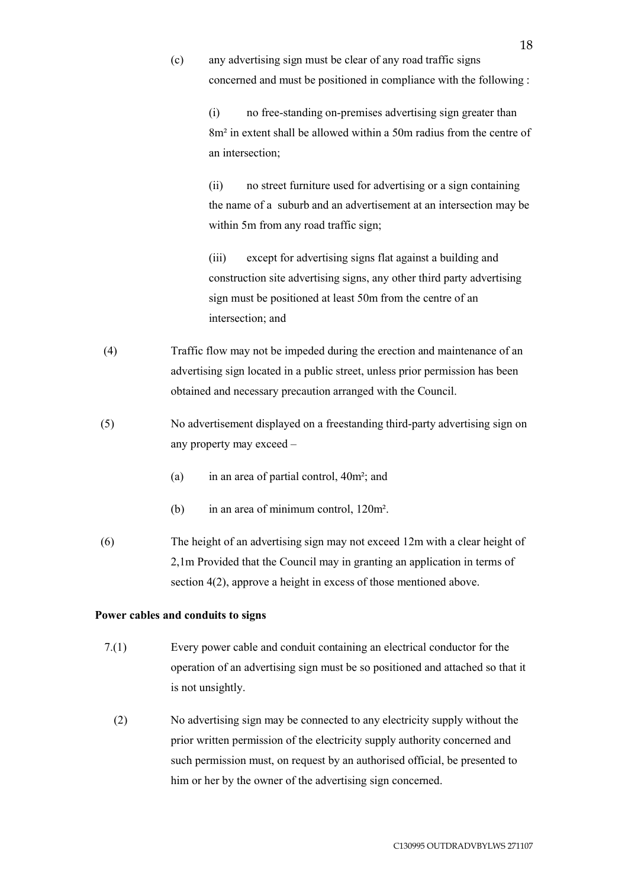(c) any advertising sign must be clear of any road traffic signs concerned and must be positioned in compliance with the following :

(i) no free-standing on-premises advertising sign greater than 8m² in extent shall be allowed within a 50m radius from the centre of an intersection;

(ii) no street furniture used for advertising or a sign containing the name of a suburb and an advertisement at an intersection may be within 5m from any road traffic sign;

(iii) except for advertising signs flat against a building and construction site advertising signs, any other third party advertising sign must be positioned at least 50m from the centre of an intersection; and

(4) Traffic flow may not be impeded during the erection and maintenance of an advertising sign located in a public street, unless prior permission has been obtained and necessary precaution arranged with the Council.

(5) No advertisement displayed on a freestanding third-party advertising sign on any property may exceed –

(a) in an area of partial control, 40m²; and

(b) in an area of minimum control, 120m².

(6) The height of an advertising sign may not exceed 12m with a clear height of 2,1m Provided that the Council may in granting an application in terms of section 4(2), approve a height in excess of those mentioned above.

**Power cables and conduits to signs**

7.(1) Every power cable and conduit containing an electrical conductor for the operation of an advertising sign must be so positioned and attached so that it is not unsightly.

(2) No advertising sign may be connected to any electricity supply without the prior written permission of the electricity supply authority concerned and such permission must, on request by an authorised official, be presented to him or her by the owner of the advertising sign concerned.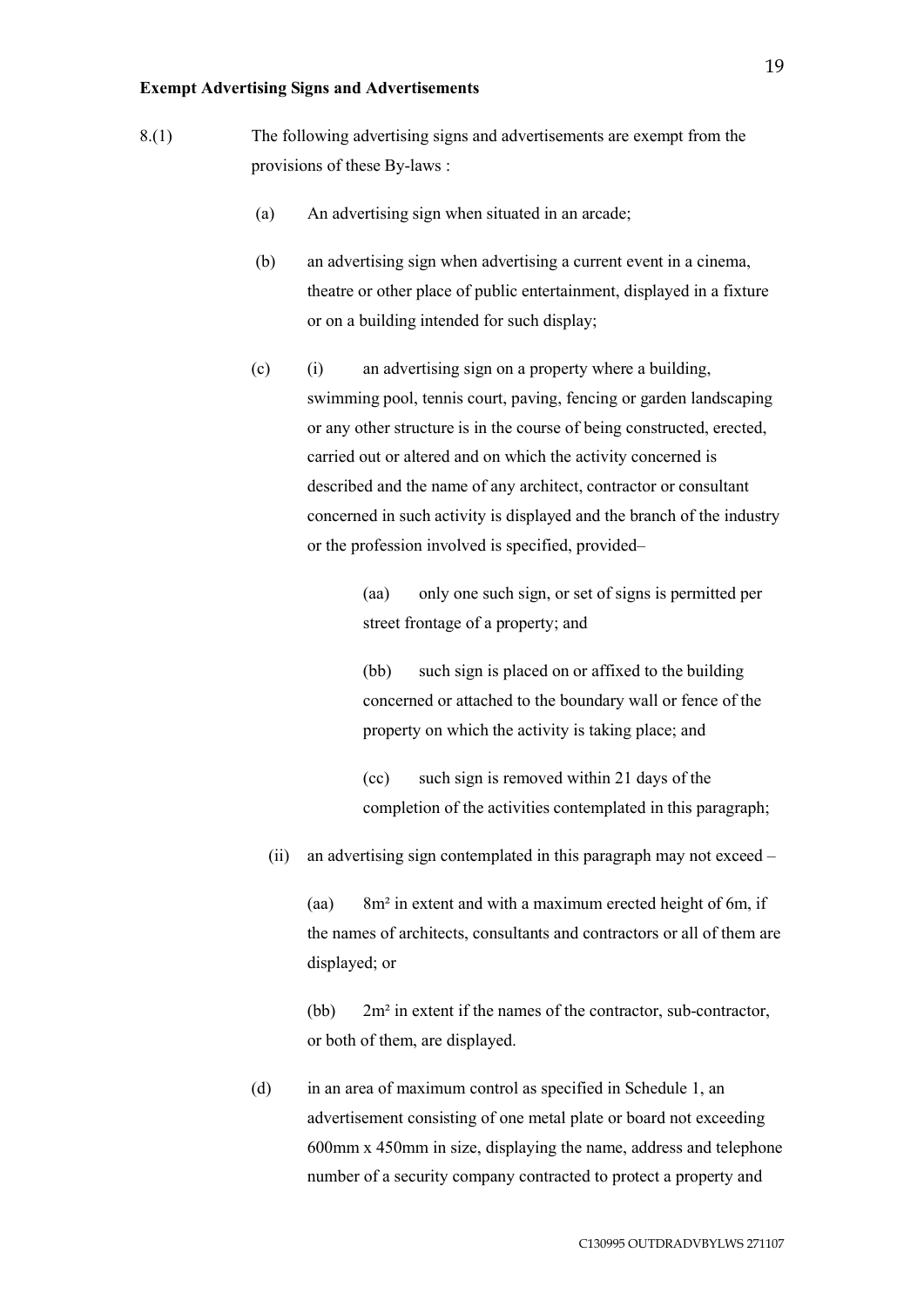**Exempt Advertising Signs and Advertisements**

8.(1) The following advertising signs and advertisements are exempt from the provisions of these By-laws :

(a) An advertising sign when situated in an arcade;

(b) an advertising sign when advertising a current event in a cinema, theatre or other place of public entertainment, displayed in a fixture or on a building intended for such display;

(c) (i) an advertising sign on a property where a building, swimming pool, tennis court, paving, fencing or garden landscaping or any other structure is in the course of being constructed, erected, carried out or altered and on which the activity concerned is described and the name of any architect, contractor or consultant concerned in such activity is displayed and the branch of the industry or the profession involved is specified, provided–

(aa) only one such sign, or set of signs is permitted per street frontage of a property; and

(bb) such sign is placed on or affixed to the building concerned or attached to the boundary wall or fence of the property on which the activity is taking place; and

(cc) such sign is removed within 21 days of the completion of the activities contemplated in this paragraph;

(ii) an advertising sign contemplated in this paragraph may not exceed –

(aa) $8m^2$ in extent and with a maximum erected height of 6m, if the names of architects, consultants and contractors or all of them are displayed; or

(bb) $2m^2$ in extent if the names of the contractor, sub-contractor, or both of them, are displayed.

(d) in an area of maximum control as specified in Schedule 1, an advertisement consisting of one metal plate or board not exceeding 600mm x 450mm in size, displaying the name, address and telephone number of a security company contracted to protect a property and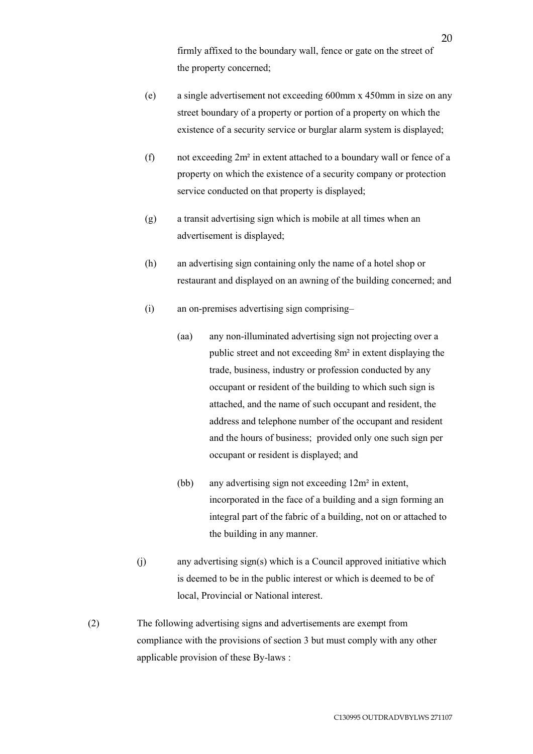firmly affixed to the boundary wall, fence or gate on the street of the property concerned;

(e) a single advertisement not exceeding 600mm x 450mm in size on any street boundary of a property or portion of a property on which the existence of a security service or burglar alarm system is displayed;

(f) not exceeding $2m^2$ in extent attached to a boundary wall or fence of a property on which the existence of a security company or protection service conducted on that property is displayed;

(g) a transit advertising sign which is mobile at all times when an advertisement is displayed;

(h) an advertising sign containing only the name of a hotel shop or restaurant and displayed on an awning of the building concerned; and

(i) an on-premises advertising sign comprising–

 (aa) any non-illuminated advertising sign not projecting over a public street and not exceeding $8m^2$ in extent displaying the trade, business, industry or profession conducted by any occupant or resident of the building to which such sign is attached, and the name of such occupant and resident, the address and telephone number of the occupant and resident and the hours of business; provided only one such sign per occupant or resident is displayed; and

 (bb) any advertising sign not exceeding $12m^2$ in extent, incorporated in the face of a building and a sign forming an integral part of the fabric of a building, not on or attached to the building in any manner.

(j) any advertising sign(s) which is a Council approved initiative which is deemed to be in the public interest or which is deemed to be of local, Provincial or National interest.

(2) The following advertising signs and advertisements are exempt from compliance with the provisions of section 3 but must comply with any other applicable provision of these By-laws :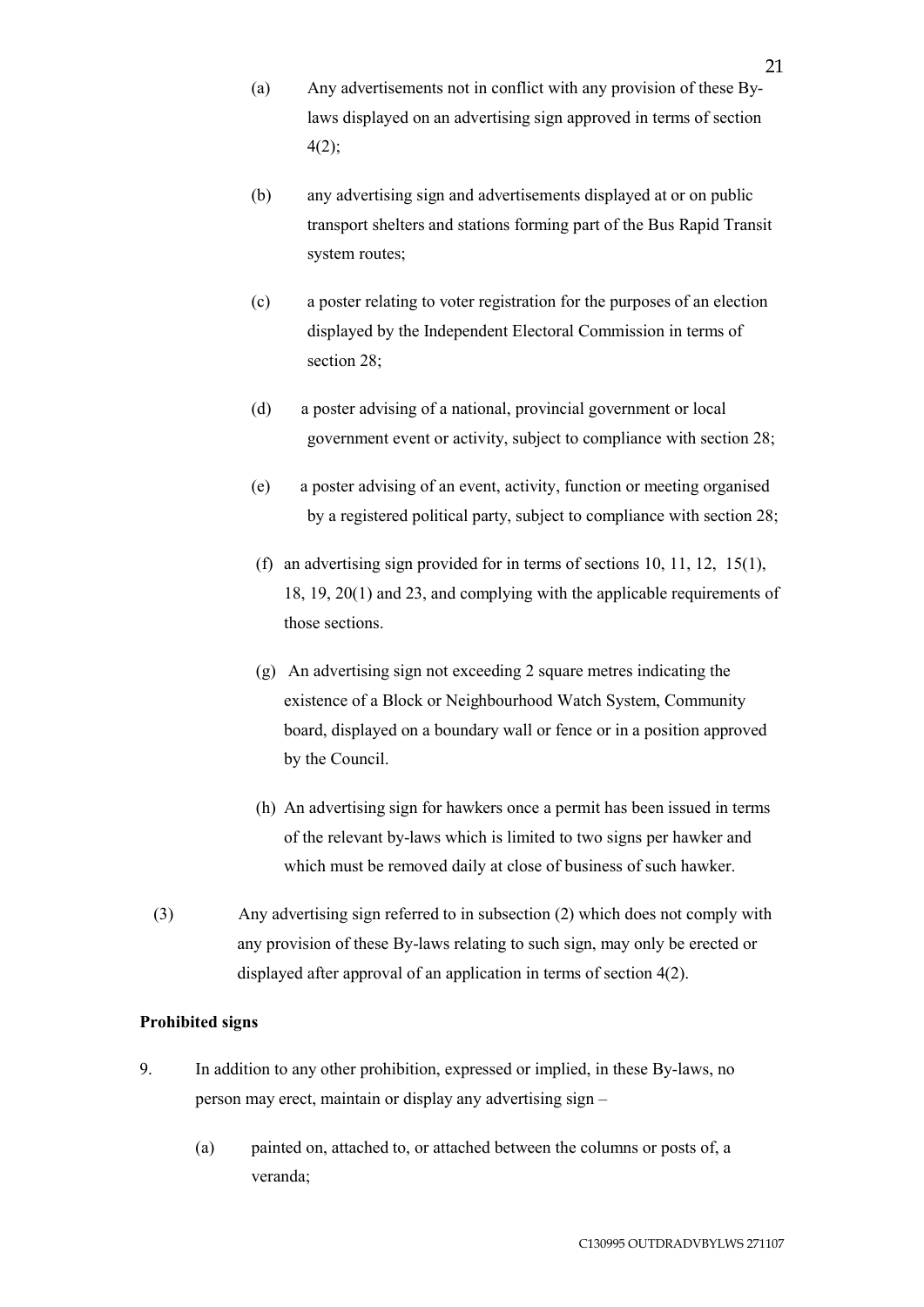(a) Any advertisements not in conflict with any provision of these By-laws displayed on an advertising sign approved in terms of section 4(2);

(b) any advertising sign and advertisements displayed at or on public transport shelters and stations forming part of the Bus Rapid Transit system routes;

(c) a poster relating to voter registration for the purposes of an election displayed by the Independent Electoral Commission in terms of section 28;

(d) a poster advising of a national, provincial government or local government event or activity, subject to compliance with section 28;

(e) a poster advising of an event, activity, function or meeting organised by a registered political party, subject to compliance with section 28;

(f) an advertising sign provided for in terms of sections 10, 11, 12, 15(1), 18, 19, 20(1) and 23, and complying with the applicable requirements of those sections.

(g) An advertising sign not exceeding 2 square metres indicating the existence of a Block or Neighbourhood Watch System, Community board, displayed on a boundary wall or fence or in a position approved by the Council.

(h) An advertising sign for hawkers once a permit has been issued in terms of the relevant by-laws which is limited to two signs per hawker and which must be removed daily at close of business of such hawker.

(3) Any advertising sign referred to in subsection (2) which does not comply with any provision of these By-laws relating to such sign, may only be erected or displayed after approval of an application in terms of section 4(2).

**Prohibited signs**

9. In addition to any other prohibition, expressed or implied, in these By-laws, no person may erect, maintain or display any advertising sign –

(a) painted on, attached to, or attached between the columns or posts of, a veranda;

C130995 OUTDRADVBYLWS 271107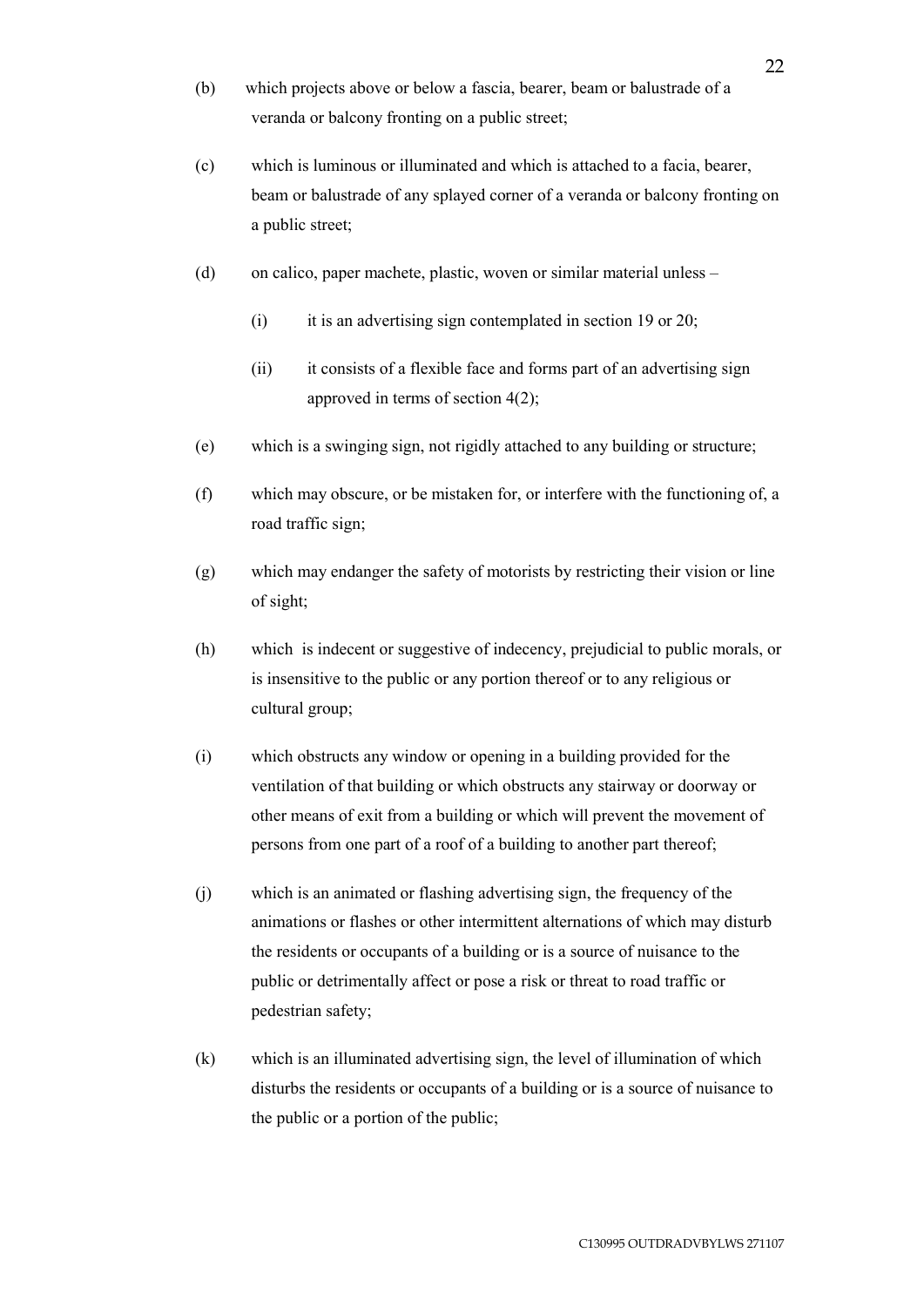(b) which projects above or below a fascia, bearer, beam or balustrade of a veranda or balcony fronting on a public street;

(c) which is luminous or illuminated and which is attached to a facia, bearer, beam or balustrade of any splayed corner of a veranda or balcony fronting on a public street;

(d) on calico, paper machete, plastic, woven or similar material unless –

  (i) it is an advertising sign contemplated in section 19 or 20;

  (ii) it consists of a flexible face and forms part of an advertising sign approved in terms of section 4(2);

(e) which is a swinging sign, not rigidly attached to any building or structure;

(f) which may obscure, or be mistaken for, or interfere with the functioning of, a road traffic sign;

(g) which may endanger the safety of motorists by restricting their vision or line of sight;

(h) which is indecent or suggestive of indecency, prejudicial to public morals, or is insensitive to the public or any portion thereof or to any religious or cultural group;

(i) which obstructs any window or opening in a building provided for the ventilation of that building or which obstructs any stairway or doorway or other means of exit from a building or which will prevent the movement of persons from one part of a roof of a building to another part thereof;

(j) which is an animated or flashing advertising sign, the frequency of the animations or flashes or other intermittent alternations of which may disturb the residents or occupants of a building or is a source of nuisance to the public or detrimentally affect or pose a risk or threat to road traffic or pedestrian safety;

(k) which is an illuminated advertising sign, the level of illumination of which disturbs the residents or occupants of a building or is a source of nuisance to the public or a portion of the public;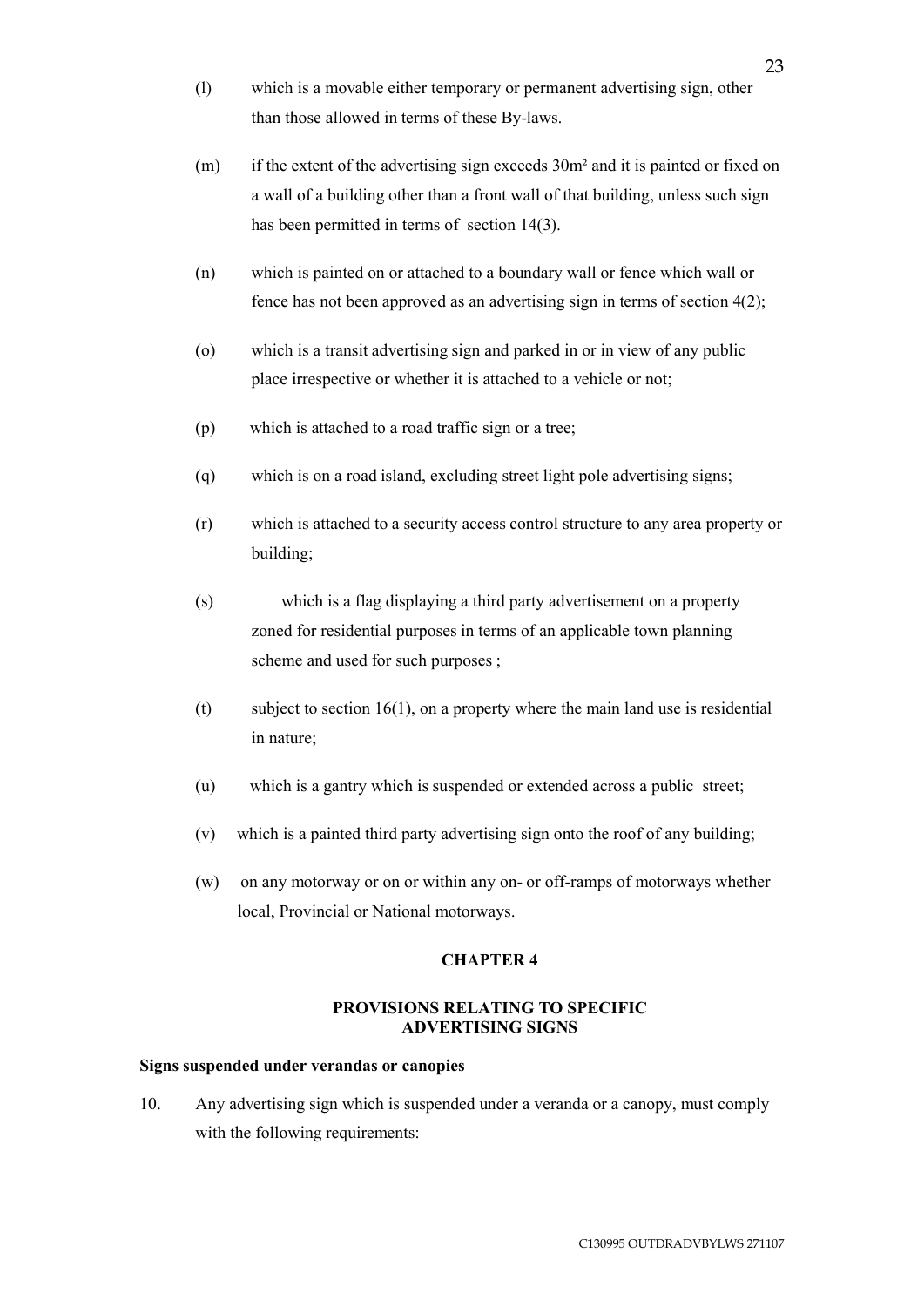(l) which is a movable either temporary or permanent advertising sign, other than those allowed in terms of these By-laws.

(m) if the extent of the advertising sign exceeds 30m² and it is painted or fixed on a wall of a building other than a front wall of that building, unless such sign has been permitted in terms of section 14(3).

(n) which is painted on or attached to a boundary wall or fence which wall or fence has not been approved as an advertising sign in terms of section 4(2);

(o) which is a transit advertising sign and parked in or in view of any public place irrespective or whether it is attached to a vehicle or not;

(p) which is attached to a road traffic sign or a tree;

(q) which is on a road island, excluding street light pole advertising signs;

(r) which is attached to a security access control structure to any area property or building;

(s) which is a flag displaying a third party advertisement on a property zoned for residential purposes in terms of an applicable town planning scheme and used for such purposes ;

(t) subject to section 16(1), on a property where the main land use is residential in nature;

(u) which is a gantry which is suspended or extended across a public street;

(v) which is a painted third party advertising sign onto the roof of any building;

(w) on any motorway or on or within any on- or off-ramps of motorways whether local, Provincial or National motorways.

## CHAPTER 4

## PROVISIONS RELATING TO SPECIFIC ADVERTISING SIGNS

**Signs suspended under verandas or canopies**

10. Any advertising sign which is suspended under a veranda or a canopy, must comply with the following requirements: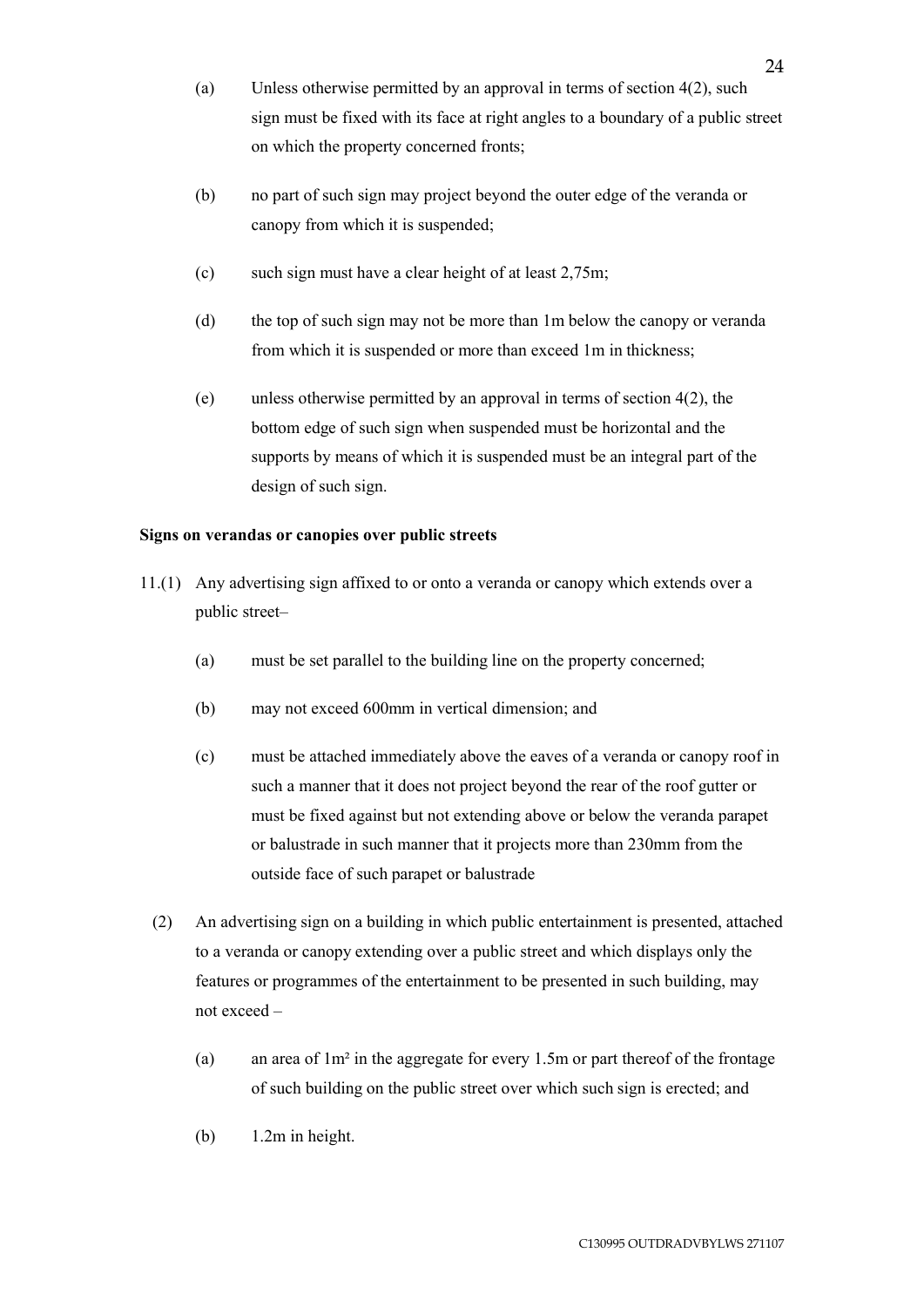(a) Unless otherwise permitted by an approval in terms of section 4(2), such sign must be fixed with its face at right angles to a boundary of a public street on which the property concerned fronts;

(b) no part of such sign may project beyond the outer edge of the veranda or canopy from which it is suspended;

(c) such sign must have a clear height of at least 2,75m;

(d) the top of such sign may not be more than 1m below the canopy or veranda from which it is suspended or more than exceed 1m in thickness;

(e) unless otherwise permitted by an approval in terms of section 4(2), the bottom edge of such sign when suspended must be horizontal and the supports by means of which it is suspended must be an integral part of the design of such sign.

**Signs on verandas or canopies over public streets**

11.(1) Any advertising sign affixed to or onto a veranda or canopy which extends over a public street–

(a) must be set parallel to the building line on the property concerned;

(b) may not exceed 600mm in vertical dimension; and

(c) must be attached immediately above the eaves of a veranda or canopy roof in such a manner that it does not project beyond the rear of the roof gutter or must be fixed against but not extending above or below the veranda parapet or balustrade in such manner that it projects more than 230mm from the outside face of such parapet or balustrade

(2) An advertising sign on a building in which public entertainment is presented, attached to a veranda or canopy extending over a public street and which displays only the features or programmes of the entertainment to be presented in such building, may not exceed –

(a) an area of 1m² in the aggregate for every 1.5m or part thereof of the frontage of such building on the public street over which such sign is erected; and

(b) 1.2m in height.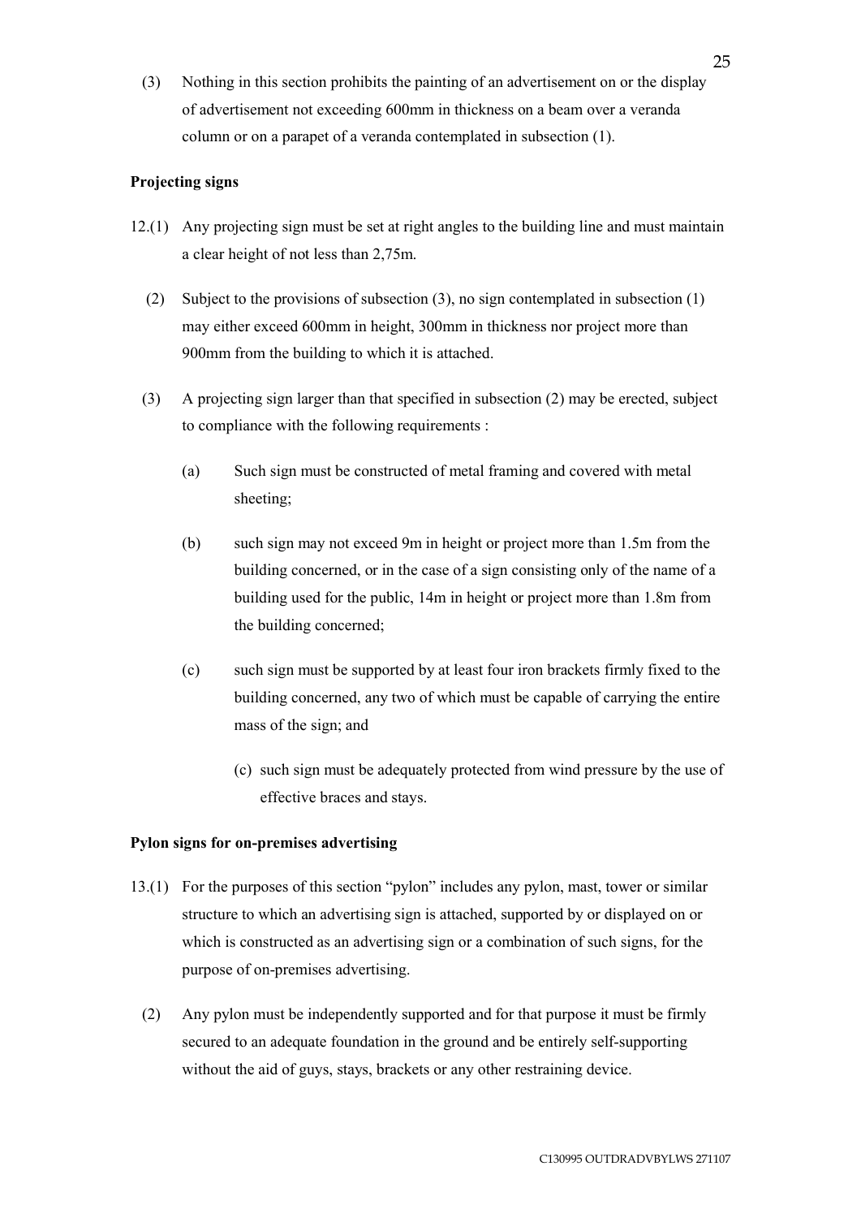(3) Nothing in this section prohibits the painting of an advertisement on or the display of advertisement not exceeding 600mm in thickness on a beam over a veranda column or on a parapet of a veranda contemplated in subsection (1).

**Projecting signs**

12.(1) Any projecting sign must be set at right angles to the building line and must maintain a clear height of not less than 2,75m.

(2) Subject to the provisions of subsection (3), no sign contemplated in subsection (1) may either exceed 600mm in height, 300mm in thickness nor project more than 900mm from the building to which it is attached.

(3) A projecting sign larger than that specified in subsection (2) may be erected, subject to compliance with the following requirements :

(a) Such sign must be constructed of metal framing and covered with metal sheeting;

(b) such sign may not exceed 9m in height or project more than 1.5m from the building concerned, or in the case of a sign consisting only of the name of a building used for the public, 14m in height or project more than 1.8m from the building concerned;

(c) such sign must be supported by at least four iron brackets firmly fixed to the building concerned, any two of which must be capable of carrying the entire mass of the sign; and

(c) such sign must be adequately protected from wind pressure by the use of effective braces and stays.

**Pylon signs for on-premises advertising**

13.(1) For the purposes of this section "pylon" includes any pylon, mast, tower or similar structure to which an advertising sign is attached, supported by or displayed on or which is constructed as an advertising sign or a combination of such signs, for the purpose of on-premises advertising.

(2) Any pylon must be independently supported and for that purpose it must be firmly secured to an adequate foundation in the ground and be entirely self-supporting without the aid of guys, stays, brackets or any other restraining device.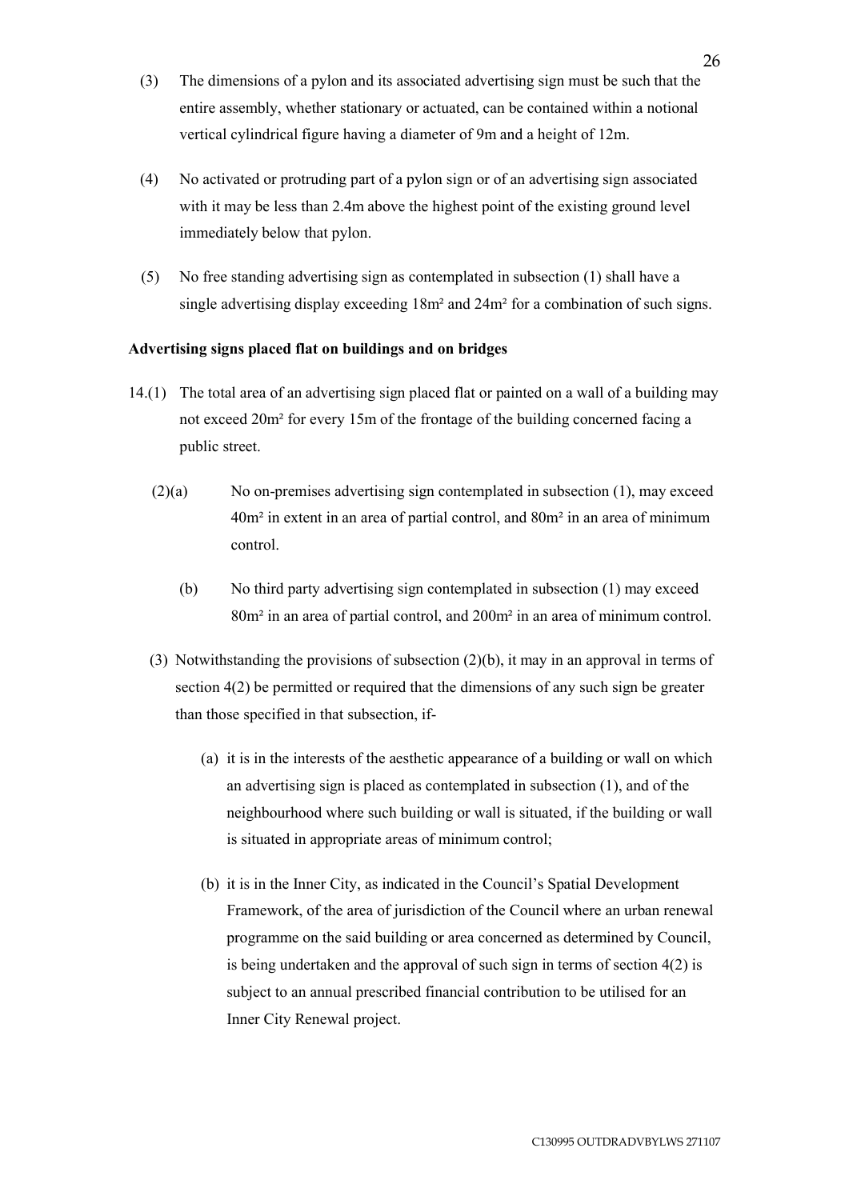(3) The dimensions of a pylon and its associated advertising sign must be such that the entire assembly, whether stationary or actuated, can be contained within a notional vertical cylindrical figure having a diameter of 9m and a height of 12m.

(4) No activated or protruding part of a pylon sign or of an advertising sign associated with it may be less than 2.4m above the highest point of the existing ground level immediately below that pylon.

(5) No free standing advertising sign as contemplated in subsection (1) shall have a single advertising display exceeding 18m² and 24m² for a combination of such signs.

**Advertising signs placed flat on buildings and on bridges**

14.(1) The total area of an advertising sign placed flat or painted on a wall of a building may not exceed 20m² for every 15m of the frontage of the building concerned facing a public street.

(2)(a) No on-premises advertising sign contemplated in subsection (1), may exceed 40m² in extent in an area of partial control, and 80m² in an area of minimum control.

(b) No third party advertising sign contemplated in subsection (1) may exceed 80m² in an area of partial control, and 200m² in an area of minimum control.

(3) Notwithstanding the provisions of subsection (2)(b), it may in an approval in terms of section 4(2) be permitted or required that the dimensions of any such sign be greater than those specified in that subsection, if-

(a) it is in the interests of the aesthetic appearance of a building or wall on which an advertising sign is placed as contemplated in subsection (1), and of the neighbourhood where such building or wall is situated, if the building or wall is situated in appropriate areas of minimum control;

(b) it is in the Inner City, as indicated in the Council's Spatial Development Framework, of the area of jurisdiction of the Council where an urban renewal programme on the said building or area concerned as determined by Council, is being undertaken and the approval of such sign in terms of section 4(2) is subject to an annual prescribed financial contribution to be utilised for an Inner City Renewal project.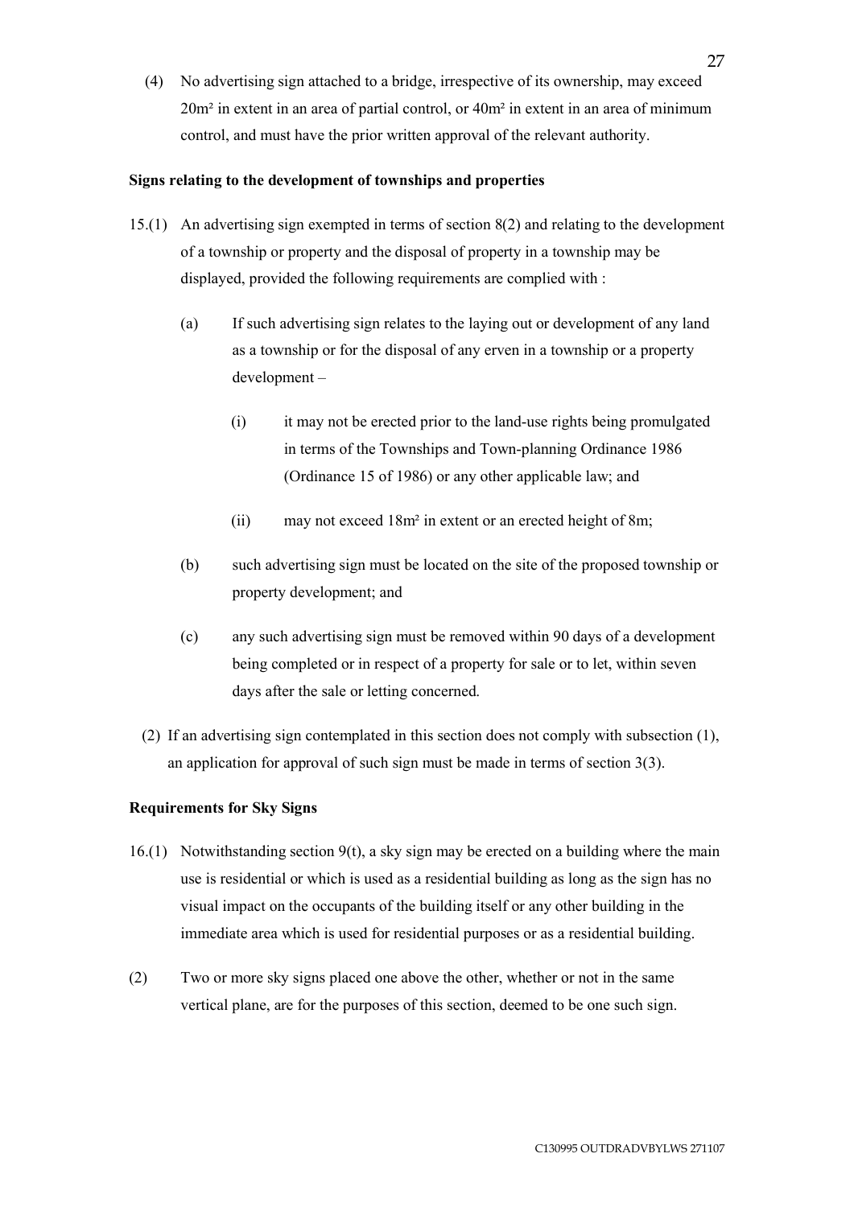(4) No advertising sign attached to a bridge, irrespective of its ownership, may exceed 20m² in extent in an area of partial control, or 40m² in extent in an area of minimum control, and must have the prior written approval of the relevant authority.

**Signs relating to the development of townships and properties**

15.(1) An advertising sign exempted in terms of section 8(2) and relating to the development of a township or property and the disposal of property in a township may be displayed, provided the following requirements are complied with :

(a) If such advertising sign relates to the laying out or development of any land as a township or for the disposal of any erven in a township or a property development –

(i) it may not be erected prior to the land-use rights being promulgated in terms of the Townships and Town-planning Ordinance 1986 (Ordinance 15 of 1986) or any other applicable law; and

(ii) may not exceed 18m² in extent or an erected height of 8m;

(b) such advertising sign must be located on the site of the proposed township or property development; and

(c) any such advertising sign must be removed within 90 days of a development being completed or in respect of a property for sale or to let, within seven days after the sale or letting concerned.

(2) If an advertising sign contemplated in this section does not comply with subsection (1), an application for approval of such sign must be made in terms of section 3(3).

**Requirements for Sky Signs**

16.(1) Notwithstanding section 9(t), a sky sign may be erected on a building where the main use is residential or which is used as a residential building as long as the sign has no visual impact on the occupants of the building itself or any other building in the immediate area which is used for residential purposes or as a residential building.

(2) Two or more sky signs placed one above the other, whether or not in the same vertical plane, are for the purposes of this section, deemed to be one such sign.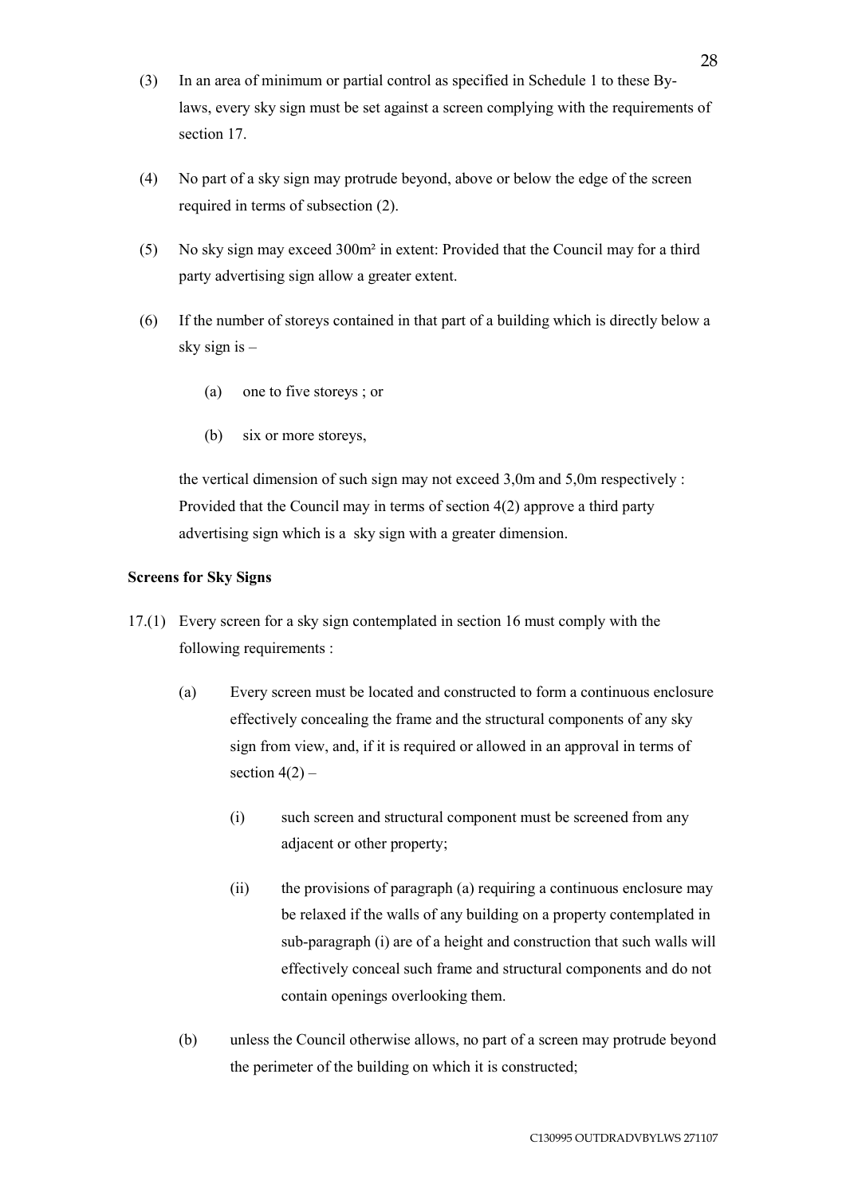(3) In an area of minimum or partial control as specified in Schedule 1 to these By-laws, every sky sign must be set against a screen complying with the requirements of section 17.

(4) No part of a sky sign may protrude beyond, above or below the edge of the screen required in terms of subsection (2).

(5) No sky sign may exceed 300m² in extent: Provided that the Council may for a third party advertising sign allow a greater extent.

(6) If the number of storeys contained in that part of a building which is directly below a sky sign is –

(a) one to five storeys ; or

(b) six or more storeys,

the vertical dimension of such sign may not exceed 3,0m and 5,0m respectively : Provided that the Council may in terms of section 4(2) approve a third party advertising sign which is a sky sign with a greater dimension.

**Screens for Sky Signs**

17.(1) Every screen for a sky sign contemplated in section 16 must comply with the following requirements :

(a) Every screen must be located and constructed to form a continuous enclosure effectively concealing the frame and the structural components of any sky sign from view, and, if it is required or allowed in an approval in terms of section 4(2) –

(i) such screen and structural component must be screened from any adjacent or other property;

(ii) the provisions of paragraph (a) requiring a continuous enclosure may be relaxed if the walls of any building on a property contemplated in sub-paragraph (i) are of a height and construction that such walls will effectively conceal such frame and structural components and do not contain openings overlooking them.

(b) unless the Council otherwise allows, no part of a screen may protrude beyond the perimeter of the building on which it is constructed;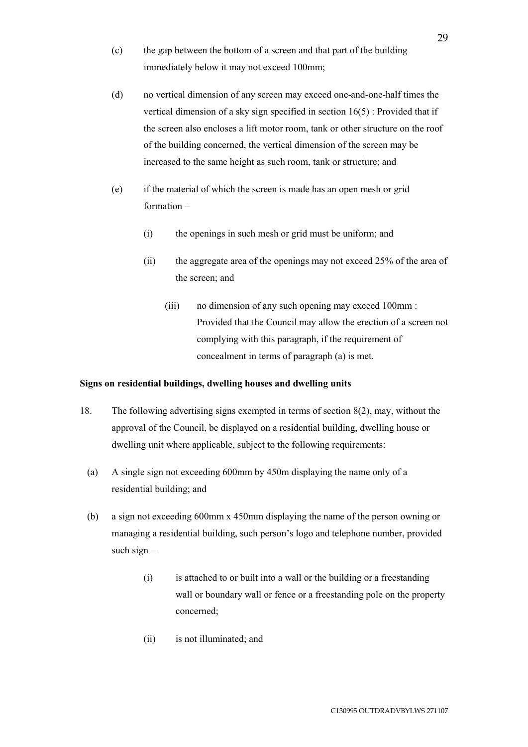(c) the gap between the bottom of a screen and that part of the building immediately below it may not exceed 100mm;

(d) no vertical dimension of any screen may exceed one-and-one-half times the vertical dimension of a sky sign specified in section 16(5) : Provided that if the screen also encloses a lift motor room, tank or other structure on the roof of the building concerned, the vertical dimension of the screen may be increased to the same height as such room, tank or structure; and

(e) if the material of which the screen is made has an open mesh or grid formation –

  (i) the openings in such mesh or grid must be uniform; and

  (ii) the aggregate area of the openings may not exceed 25% of the area of the screen; and

  (iii) no dimension of any such opening may exceed 100mm : Provided that the Council may allow the erection of a screen not complying with this paragraph, if the requirement of concealment in terms of paragraph (a) is met.

**Signs on residential buildings, dwelling houses and dwelling units**

18. The following advertising signs exempted in terms of section 8(2), may, without the approval of the Council, be displayed on a residential building, dwelling house or dwelling unit where applicable, subject to the following requirements:

(a) A single sign not exceeding 600mm by 450m displaying the name only of a residential building; and

(b) a sign not exceeding 600mm x 450mm displaying the name of the person owning or managing a residential building, such person's logo and telephone number, provided such sign –

  (i) is attached to or built into a wall or the building or a freestanding wall or boundary wall or fence or a freestanding pole on the property concerned;

  (ii) is not illuminated; and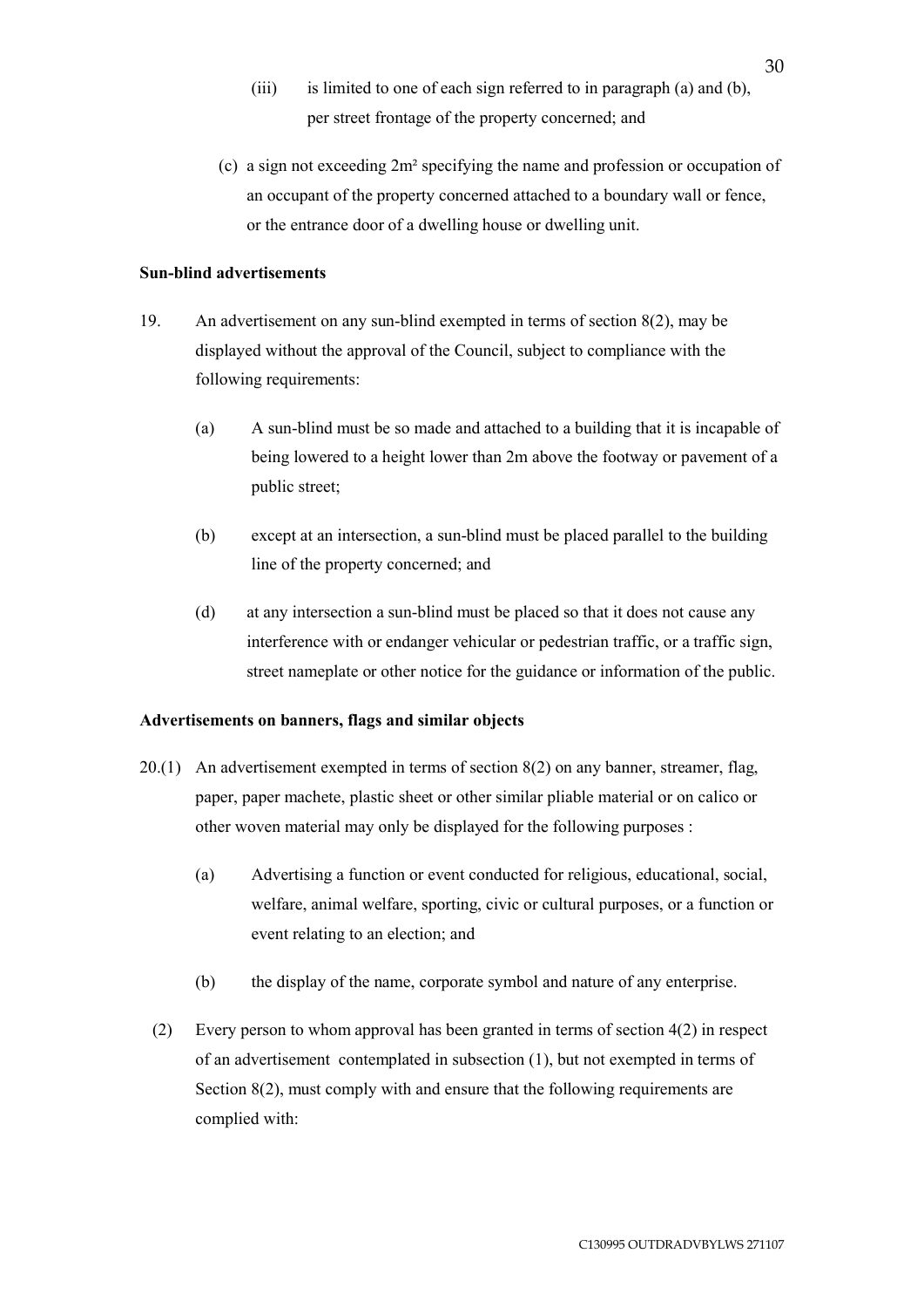(iii) is limited to one of each sign referred to in paragraph (a) and (b), per street frontage of the property concerned; and

(c) a sign not exceeding 2m² specifying the name and profession or occupation of an occupant of the property concerned attached to a boundary wall or fence, or the entrance door of a dwelling house or dwelling unit.

**Sun-blind advertisements**

19. An advertisement on any sun-blind exempted in terms of section 8(2), may be displayed without the approval of the Council, subject to compliance with the following requirements:

(a) A sun-blind must be so made and attached to a building that it is incapable of being lowered to a height lower than 2m above the footway or pavement of a public street;

(b) except at an intersection, a sun-blind must be placed parallel to the building line of the property concerned; and

(d) at any intersection a sun-blind must be placed so that it does not cause any interference with or endanger vehicular or pedestrian traffic, or a traffic sign, street nameplate or other notice for the guidance or information of the public.

**Advertisements on banners, flags and similar objects**

20.(1) An advertisement exempted in terms of section 8(2) on any banner, streamer, flag, paper, paper machete, plastic sheet or other similar pliable material or on calico or other woven material may only be displayed for the following purposes :

(a) Advertising a function or event conducted for religious, educational, social, welfare, animal welfare, sporting, civic or cultural purposes, or a function or event relating to an election; and

(b) the display of the name, corporate symbol and nature of any enterprise.

(2) Every person to whom approval has been granted in terms of section 4(2) in respect of an advertisement contemplated in subsection (1), but not exempted in terms of Section 8(2), must comply with and ensure that the following requirements are complied with: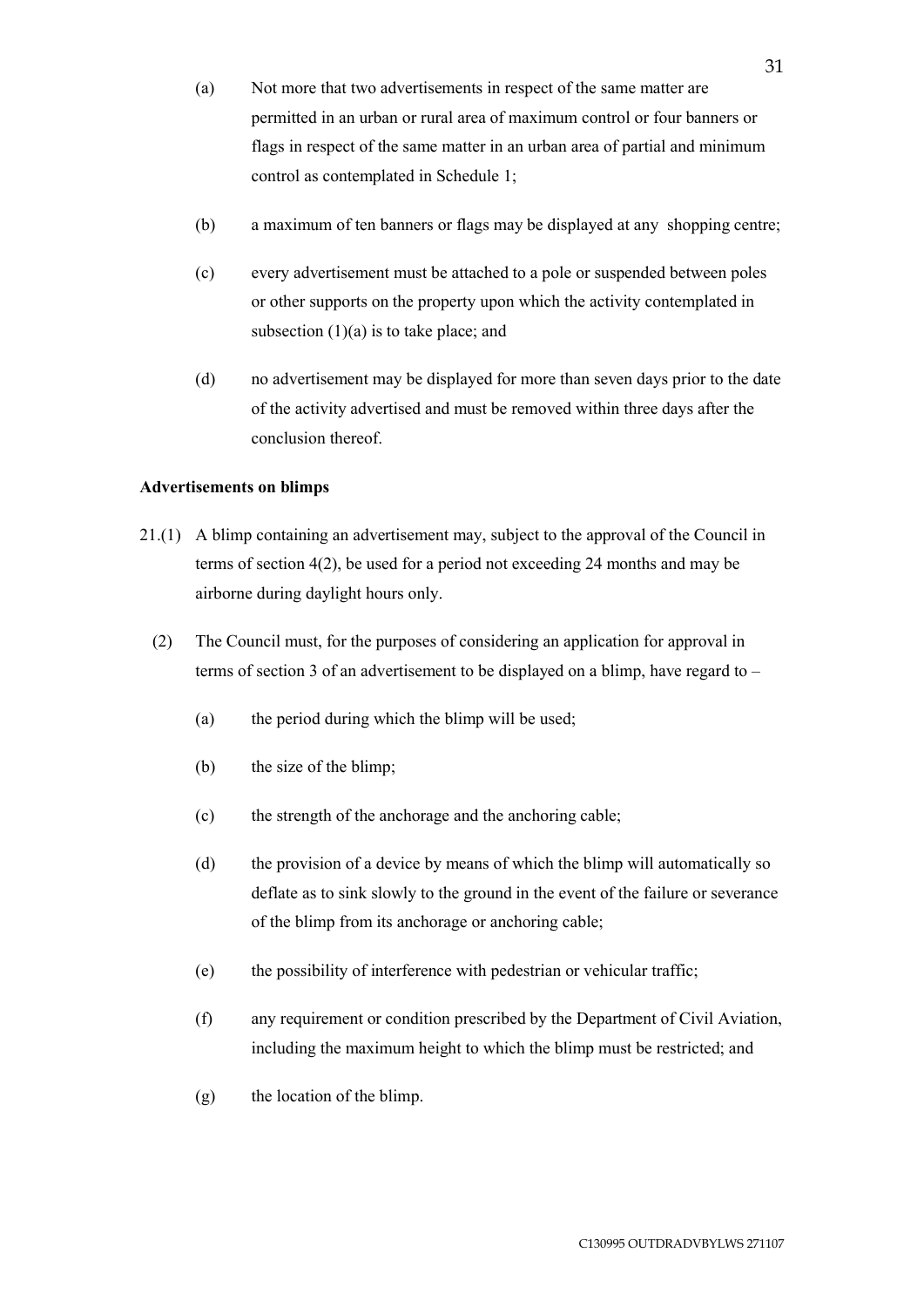(a) Not more that two advertisements in respect of the same matter are permitted in an urban or rural area of maximum control or four banners or flags in respect of the same matter in an urban area of partial and minimum control as contemplated in Schedule 1;

(b) a maximum of ten banners or flags may be displayed at any shopping centre;

(c) every advertisement must be attached to a pole or suspended between poles or other supports on the property upon which the activity contemplated in subsection (1)(a) is to take place; and

(d) no advertisement may be displayed for more than seven days prior to the date of the activity advertised and must be removed within three days after the conclusion thereof.

**Advertisements on blimps**

21.(1) A blimp containing an advertisement may, subject to the approval of the Council in terms of section 4(2), be used for a period not exceeding 24 months and may be airborne during daylight hours only.

(2) The Council must, for the purposes of considering an application for approval in terms of section 3 of an advertisement to be displayed on a blimp, have regard to –

(a) the period during which the blimp will be used;

(b) the size of the blimp;

(c) the strength of the anchorage and the anchoring cable;

(d) the provision of a device by means of which the blimp will automatically so deflate as to sink slowly to the ground in the event of the failure or severance of the blimp from its anchorage or anchoring cable;

(e) the possibility of interference with pedestrian or vehicular traffic;

(f) any requirement or condition prescribed by the Department of Civil Aviation, including the maximum height to which the blimp must be restricted; and

(g) the location of the blimp.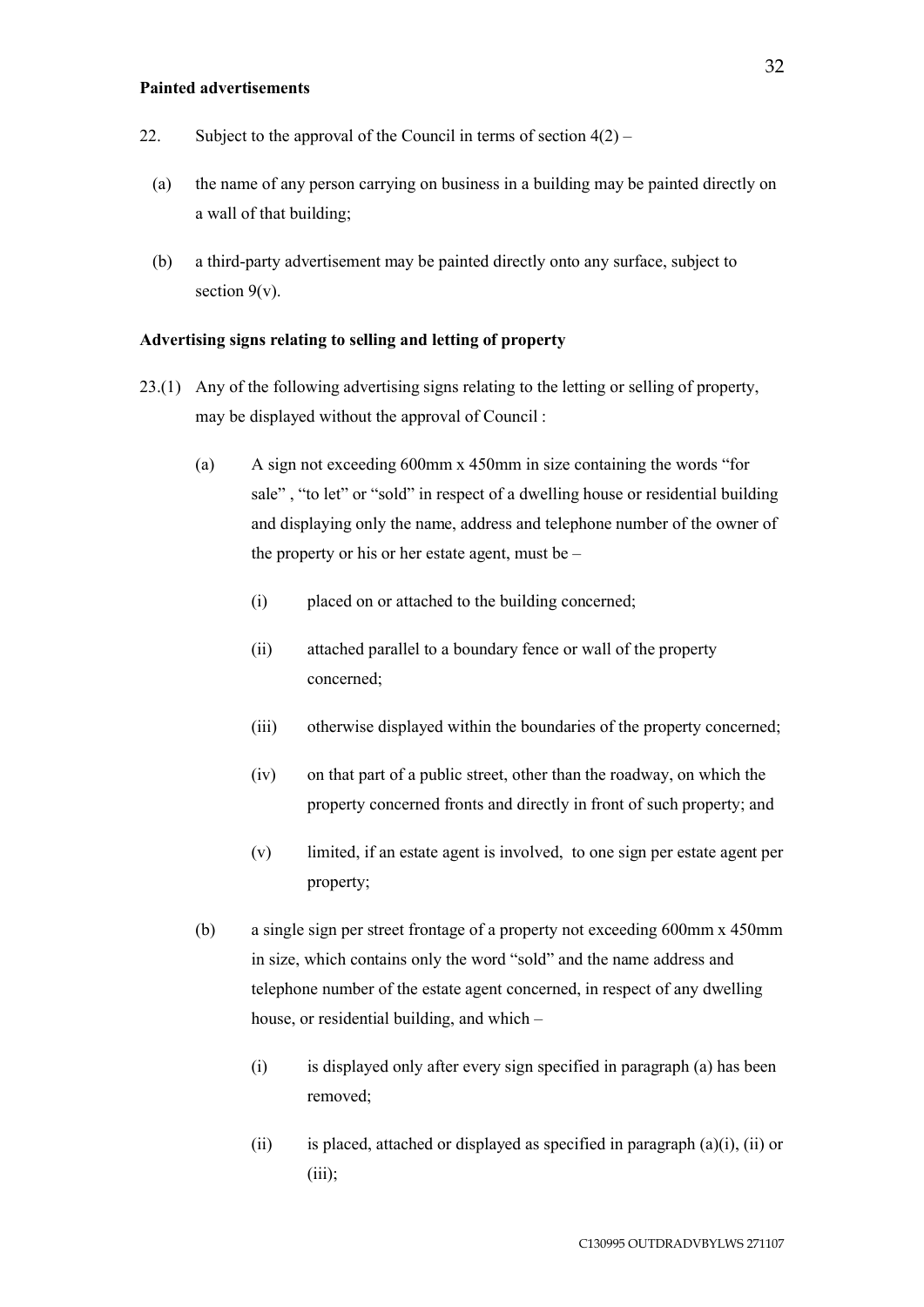**Painted advertisements**

22. Subject to the approval of the Council in terms of section 4(2) –

  (a) the name of any person carrying on business in a building may be painted directly on a wall of that building;

  (b) a third-party advertisement may be painted directly onto any surface, subject to section 9(v).

**Advertising signs relating to selling and letting of property**

23.(1) Any of the following advertising signs relating to the letting or selling of property, may be displayed without the approval of Council :

  (a) A sign not exceeding 600mm x 450mm in size containing the words "for sale" , "to let" or "sold" in respect of a dwelling house or residential building and displaying only the name, address and telephone number of the owner of the property or his or her estate agent, must be –

    (i) placed on or attached to the building concerned;

    (ii) attached parallel to a boundary fence or wall of the property concerned;

    (iii) otherwise displayed within the boundaries of the property concerned;

    (iv) on that part of a public street, other than the roadway, on which the property concerned fronts and directly in front of such property; and

    (v) limited, if an estate agent is involved, to one sign per estate agent per property;

  (b) a single sign per street frontage of a property not exceeding 600mm x 450mm in size, which contains only the word "sold" and the name address and telephone number of the estate agent concerned, in respect of any dwelling house, or residential building, and which –

    (i) is displayed only after every sign specified in paragraph (a) has been removed;

    (ii) is placed, attached or displayed as specified in paragraph (a)(i), (ii) or (iii);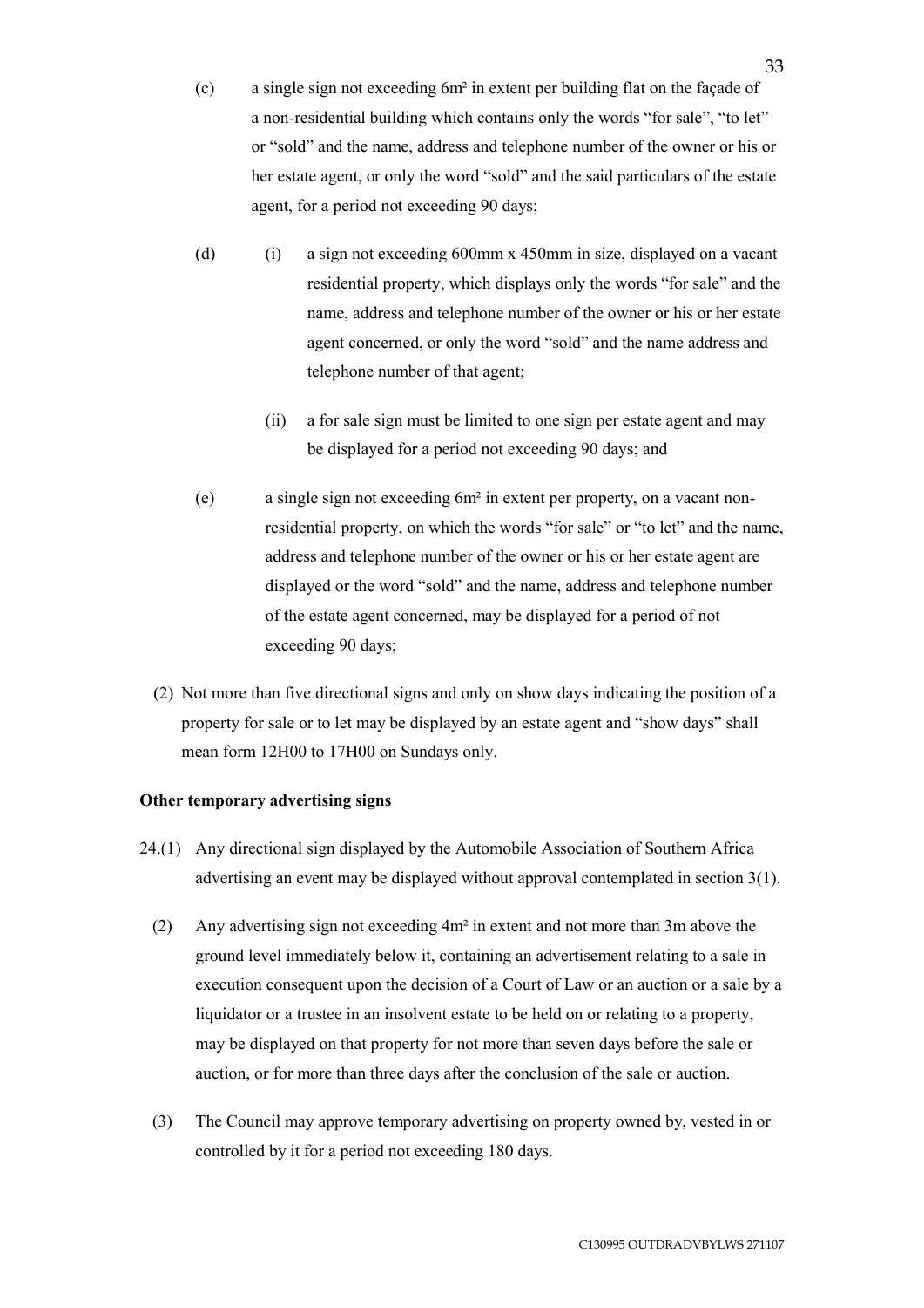(c) a single sign not exceeding $6m^2$ in extent per building flat on the façade of a non-residential building which contains only the words "for sale", "to let" or "sold" and the name, address and telephone number of the owner or his or her estate agent, or only the word "sold" and the said particulars of the estate agent, for a period not exceeding 90 days;

(d) (i) a sign not exceeding 600mm x 450mm in size, displayed on a vacant residential property, which displays only the words "for sale" and the name, address and telephone number of the owner or his or her estate agent concerned, or only the word "sold" and the name address and telephone number of that agent;

(ii) a for sale sign must be limited to one sign per estate agent and may be displayed for a period not exceeding 90 days; and

(e) a single sign not exceeding $6m^2$ in extent per property, on a vacant non-residential property, on which the words "for sale" or "to let" and the name, address and telephone number of the owner or his or her estate agent are displayed or the word "sold" and the name, address and telephone number of the estate agent concerned, may be displayed for a period of not exceeding 90 days;

(2) Not more than five directional signs and only on show days indicating the position of a property for sale or to let may be displayed by an estate agent and "show days" shall mean form 12H00 to 17H00 on Sundays only.

**Other temporary advertising signs**

24.(1) Any directional sign displayed by the Automobile Association of Southern Africa advertising an event may be displayed without approval contemplated in section 3(1).

(2) Any advertising sign not exceeding $4m^2$ in extent and not more than 3m above the ground level immediately below it, containing an advertisement relating to a sale in execution consequent upon the decision of a Court of Law or an auction or a sale by a liquidator or a trustee in an insolvent estate to be held on or relating to a property, may be displayed on that property for not more than seven days before the sale or auction, or for more than three days after the conclusion of the sale or auction.

(3) The Council may approve temporary advertising on property owned by, vested in or controlled by it for a period not exceeding 180 days.

C130995 OUTDRADVBYLWS 271107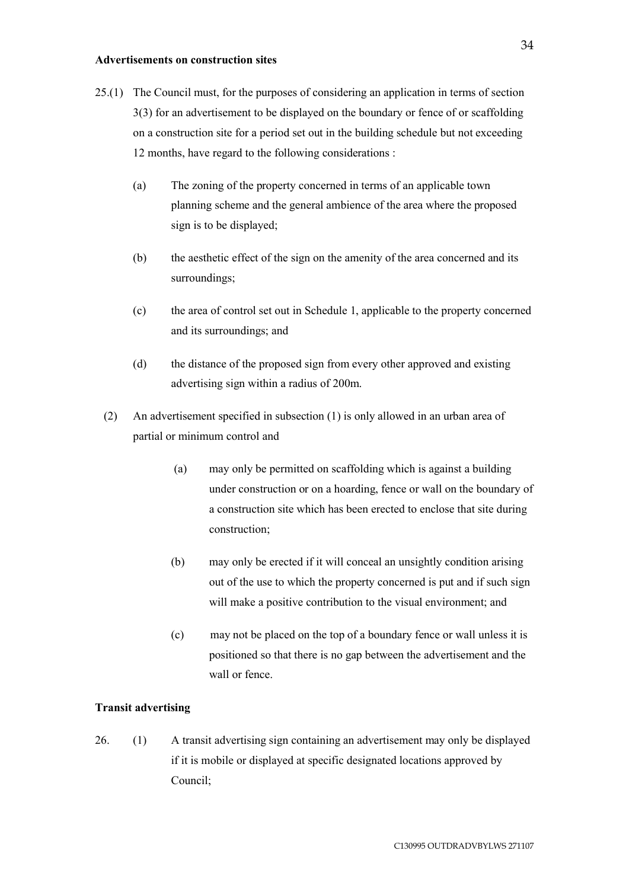**Advertisements on construction sites**

25.(1) The Council must, for the purposes of considering an application in terms of section 3(3) for an advertisement to be displayed on the boundary or fence of or scaffolding on a construction site for a period set out in the building schedule but not exceeding 12 months, have regard to the following considerations :

(a) The zoning of the property concerned in terms of an applicable town planning scheme and the general ambience of the area where the proposed sign is to be displayed;

(b) the aesthetic effect of the sign on the amenity of the area concerned and its surroundings;

(c) the area of control set out in Schedule 1, applicable to the property concerned and its surroundings; and

(d) the distance of the proposed sign from every other approved and existing advertising sign within a radius of 200m.

(2) An advertisement specified in subsection (1) is only allowed in an urban area of partial or minimum control and

(a) may only be permitted on scaffolding which is against a building under construction or on a hoarding, fence or wall on the boundary of a construction site which has been erected to enclose that site during construction;

(b) may only be erected if it will conceal an unsightly condition arising out of the use to which the property concerned is put and if such sign will make a positive contribution to the visual environment; and

(c) may not be placed on the top of a boundary fence or wall unless it is positioned so that there is no gap between the advertisement and the wall or fence.

**Transit advertising**

26. (1) A transit advertising sign containing an advertisement may only be displayed if it is mobile or displayed at specific designated locations approved by Council;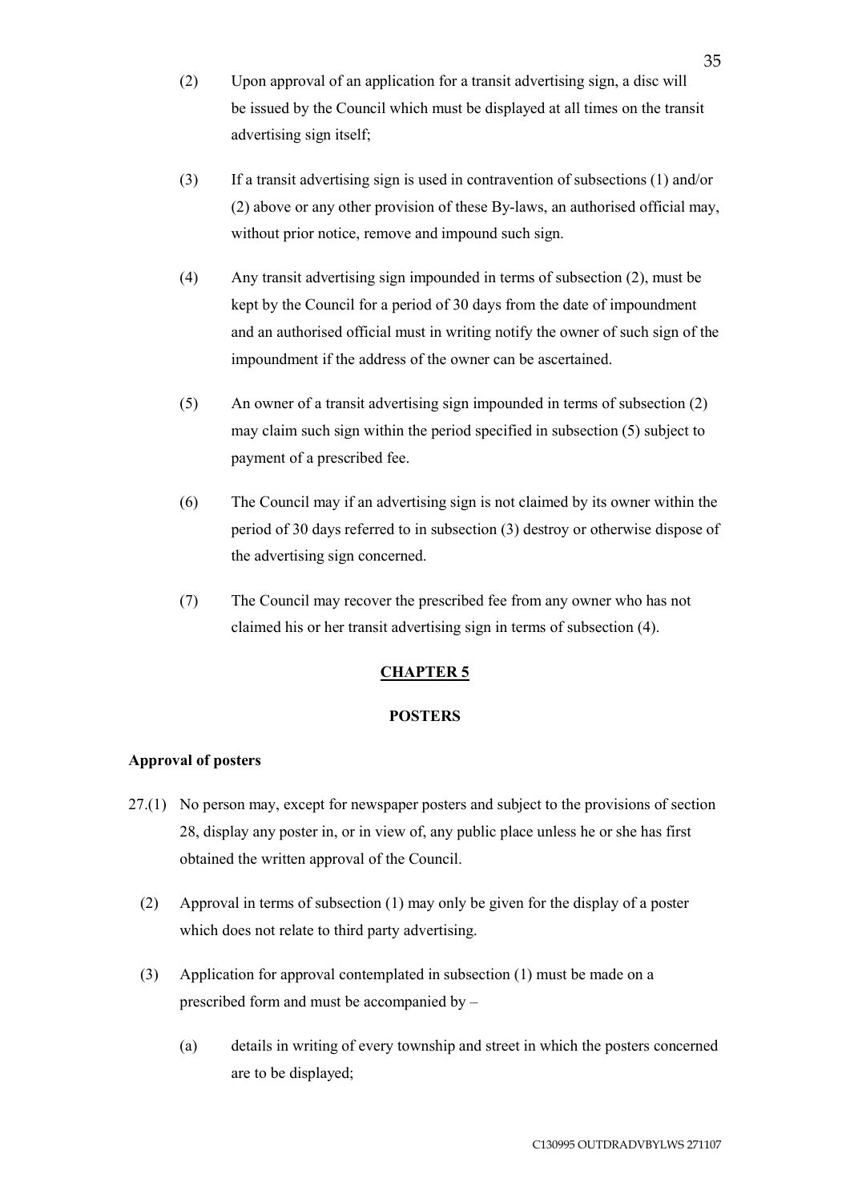(2) Upon approval of an application for a transit advertising sign, a disc will be issued by the Council which must be displayed at all times on the transit advertising sign itself;

(3) If a transit advertising sign is used in contravention of subsections (1) and/or (2) above or any other provision of these By-laws, an authorised official may, without prior notice, remove and impound such sign.

(4) Any transit advertising sign impounded in terms of subsection (2), must be kept by the Council for a period of 30 days from the date of impoundment and an authorised official must in writing notify the owner of such sign of the impoundment if the address of the owner can be ascertained.

(5) An owner of a transit advertising sign impounded in terms of subsection (2) may claim such sign within the period specified in subsection (5) subject to payment of a prescribed fee.

(6) The Council may if an advertising sign is not claimed by its owner within the period of 30 days referred to in subsection (3) destroy or otherwise dispose of the advertising sign concerned.

(7) The Council may recover the prescribed fee from any owner who has not claimed his or her transit advertising sign in terms of subsection (4).

## CHAPTER 5

## POSTERS

**Approval of posters**

27.(1) No person may, except for newspaper posters and subject to the provisions of section 28, display any poster in, or in view of, any public place unless he or she has first obtained the written approval of the Council.

(2) Approval in terms of subsection (1) may only be given for the display of a poster which does not relate to third party advertising.

(3) Application for approval contemplated in subsection (1) must be made on a prescribed form and must be accompanied by –

(a) details in writing of every township and street in which the posters concerned are to be displayed;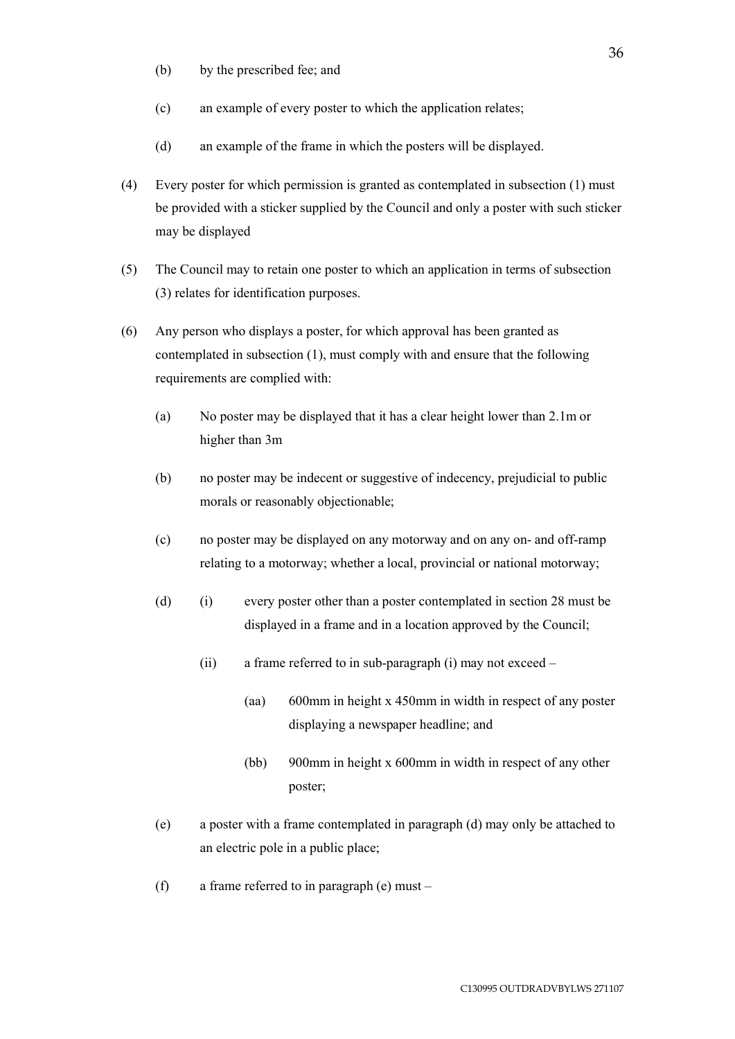(b) by the prescribed fee; and

(c) an example of every poster to which the application relates;

(d) an example of the frame in which the posters will be displayed.

(4) Every poster for which permission is granted as contemplated in subsection (1) must be provided with a sticker supplied by the Council and only a poster with such sticker may be displayed

(5) The Council may to retain one poster to which an application in terms of subsection (3) relates for identification purposes.

(6) Any person who displays a poster, for which approval has been granted as contemplated in subsection (1), must comply with and ensure that the following requirements are complied with:

(a) No poster may be displayed that it has a clear height lower than 2.1m or higher than 3m

(b) no poster may be indecent or suggestive of indecency, prejudicial to public morals or reasonably objectionable;

(c) no poster may be displayed on any motorway and on any on- and off-ramp relating to a motorway; whether a local, provincial or national motorway;

(d) (i) every poster other than a poster contemplated in section 28 must be displayed in a frame and in a location approved by the Council;

(ii) a frame referred to in sub-paragraph (i) may not exceed –

(aa) 600mm in height x 450mm in width in respect of any poster displaying a newspaper headline; and

(bb) 900mm in height x 600mm in width in respect of any other poster;

(e) a poster with a frame contemplated in paragraph (d) may only be attached to an electric pole in a public place;

(f) a frame referred to in paragraph (e) must –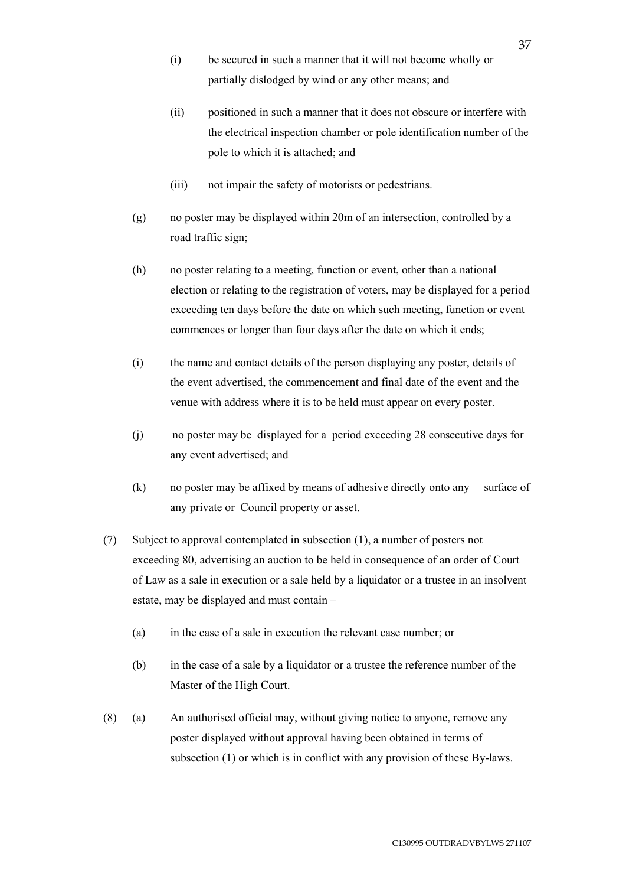(i) be secured in such a manner that it will not become wholly or partially dislodged by wind or any other means; and

(ii) positioned in such a manner that it does not obscure or interfere with the electrical inspection chamber or pole identification number of the pole to which it is attached; and

(iii) not impair the safety of motorists or pedestrians.

(g) no poster may be displayed within 20m of an intersection, controlled by a road traffic sign;

(h) no poster relating to a meeting, function or event, other than a national election or relating to the registration of voters, may be displayed for a period exceeding ten days before the date on which such meeting, function or event commences or longer than four days after the date on which it ends;

(i) the name and contact details of the person displaying any poster, details of the event advertised, the commencement and final date of the event and the venue with address where it is to be held must appear on every poster.

(j) no poster may be displayed for a period exceeding 28 consecutive days for any event advertised; and

(k) no poster may be affixed by means of adhesive directly onto any surface of any private or Council property or asset.

(7) Subject to approval contemplated in subsection (1), a number of posters not exceeding 80, advertising an auction to be held in consequence of an order of Court of Law as a sale in execution or a sale held by a liquidator or a trustee in an insolvent estate, may be displayed and must contain –

(a) in the case of a sale in execution the relevant case number; or

(b) in the case of a sale by a liquidator or a trustee the reference number of the Master of the High Court.

(8) (a) An authorised official may, without giving notice to anyone, remove any poster displayed without approval having been obtained in terms of subsection (1) or which is in conflict with any provision of these By-laws.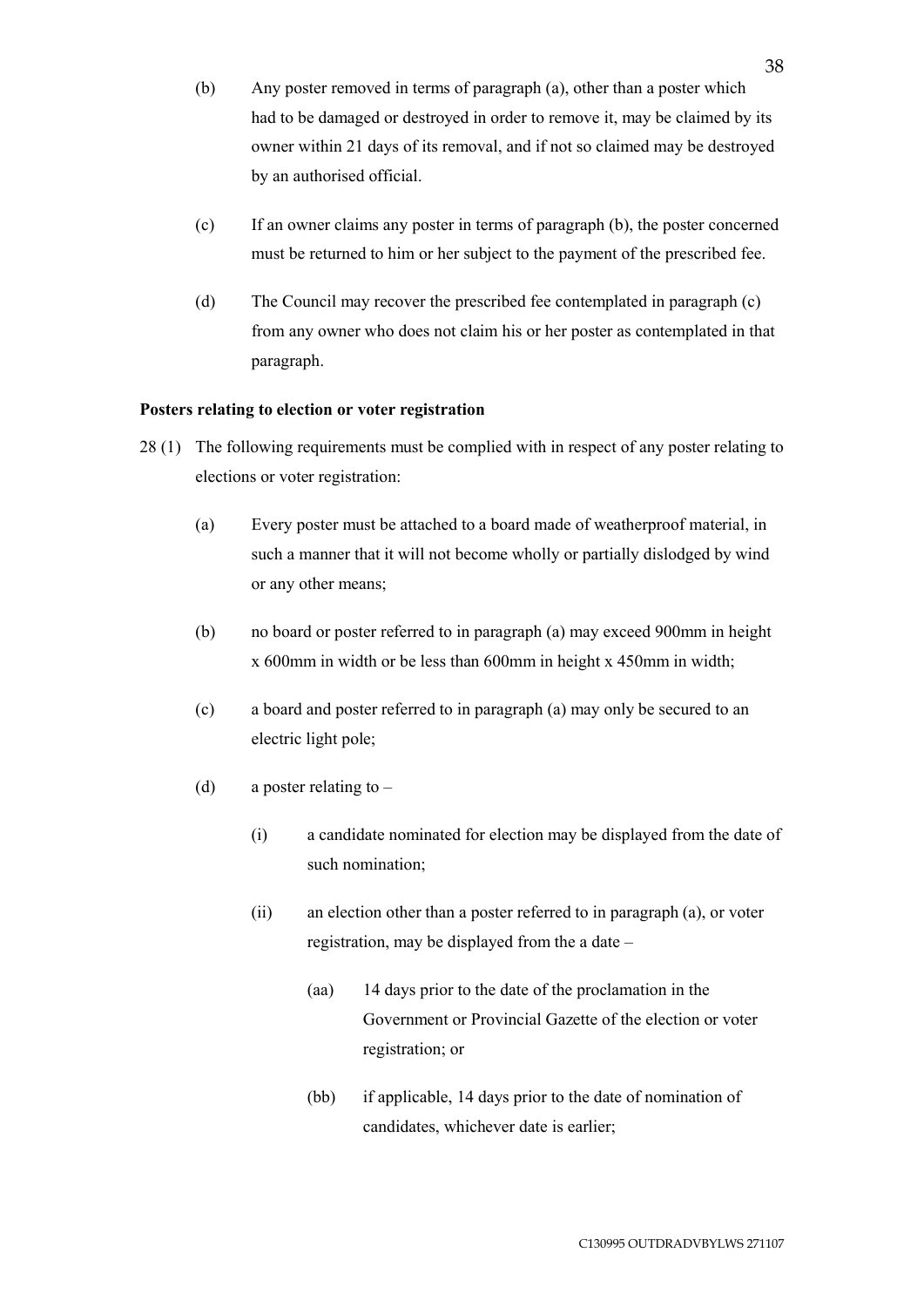(b) Any poster removed in terms of paragraph (a), other than a poster which had to be damaged or destroyed in order to remove it, may be claimed by its owner within 21 days of its removal, and if not so claimed may be destroyed by an authorised official.

(c) If an owner claims any poster in terms of paragraph (b), the poster concerned must be returned to him or her subject to the payment of the prescribed fee.

(d) The Council may recover the prescribed fee contemplated in paragraph (c) from any owner who does not claim his or her poster as contemplated in that paragraph.

**Posters relating to election or voter registration**

28 (1) The following requirements must be complied with in respect of any poster relating to elections or voter registration:

(a) Every poster must be attached to a board made of weatherproof material, in such a manner that it will not become wholly or partially dislodged by wind or any other means;

(b) no board or poster referred to in paragraph (a) may exceed 900mm in height x 600mm in width or be less than 600mm in height x 450mm in width;

(c) a board and poster referred to in paragraph (a) may only be secured to an electric light pole;

(d) a poster relating to –

(i) a candidate nominated for election may be displayed from the date of such nomination;

(ii) an election other than a poster referred to in paragraph (a), or voter registration, may be displayed from the a date –

(aa) 14 days prior to the date of the proclamation in the Government or Provincial Gazette of the election or voter registration; or

(bb) if applicable, 14 days prior to the date of nomination of candidates, whichever date is earlier;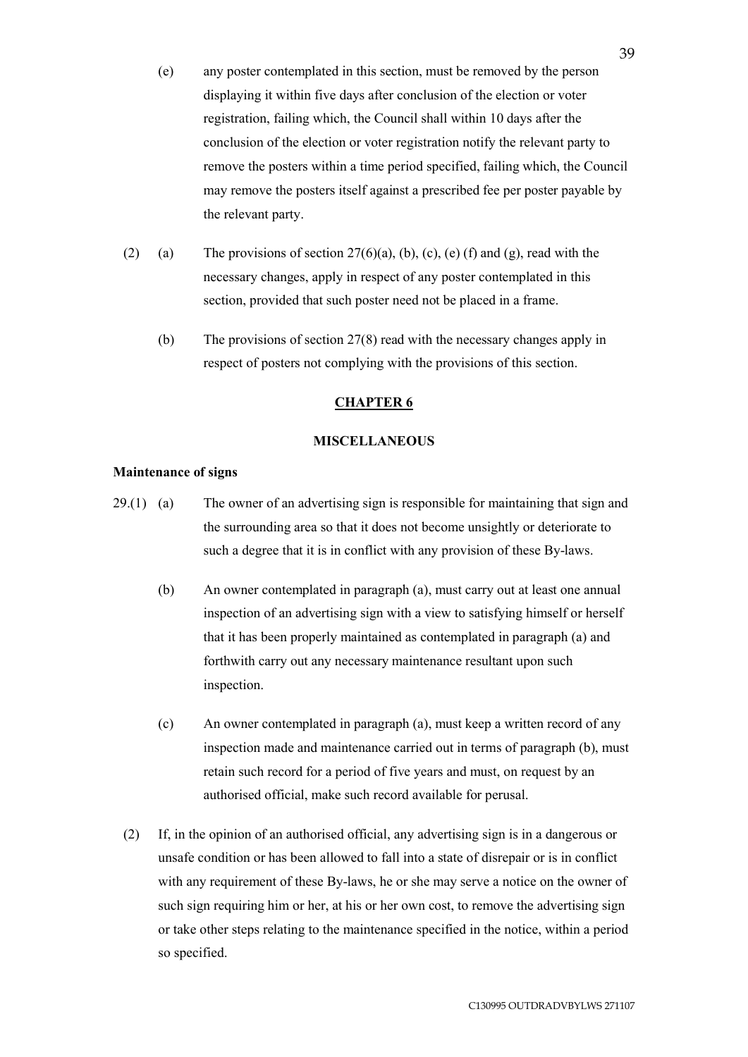(e) any poster contemplated in this section, must be removed by the person displaying it within five days after conclusion of the election or voter registration, failing which, the Council shall within 10 days after the conclusion of the election or voter registration notify the relevant party to remove the posters within a time period specified, failing which, the Council may remove the posters itself against a prescribed fee per poster payable by the relevant party.

(2) (a) The provisions of section 27(6)(a), (b), (c), (e) (f) and (g), read with the necessary changes, apply in respect of any poster contemplated in this section, provided that such poster need not be placed in a frame.

(b) The provisions of section 27(8) read with the necessary changes apply in respect of posters not complying with the provisions of this section.

## CHAPTER 6

## MISCELLANEOUS

**Maintenance of signs**

29.(1) (a) The owner of an advertising sign is responsible for maintaining that sign and the surrounding area so that it does not become unsightly or deteriorate to such a degree that it is in conflict with any provision of these By-laws.

(b) An owner contemplated in paragraph (a), must carry out at least one annual inspection of an advertising sign with a view to satisfying himself or herself that it has been properly maintained as contemplated in paragraph (a) and forthwith carry out any necessary maintenance resultant upon such inspection.

(c) An owner contemplated in paragraph (a), must keep a written record of any inspection made and maintenance carried out in terms of paragraph (b), must retain such record for a period of five years and must, on request by an authorised official, make such record available for perusal.

(2) If, in the opinion of an authorised official, any advertising sign is in a dangerous or unsafe condition or has been allowed to fall into a state of disrepair or is in conflict with any requirement of these By-laws, he or she may serve a notice on the owner of such sign requiring him or her, at his or her own cost, to remove the advertising sign or take other steps relating to the maintenance specified in the notice, within a period so specified.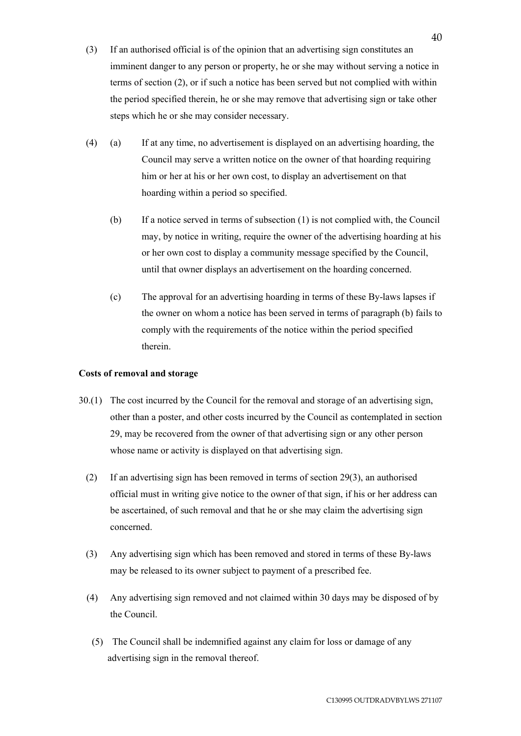(3) If an authorised official is of the opinion that an advertising sign constitutes an imminent danger to any person or property, he or she may without serving a notice in terms of section (2), or if such a notice has been served but not complied with within the period specified therein, he or she may remove that advertising sign or take other steps which he or she may consider necessary.

(4) (a) If at any time, no advertisement is displayed on an advertising hoarding, the Council may serve a written notice on the owner of that hoarding requiring him or her at his or her own cost, to display an advertisement on that hoarding within a period so specified.

(b) If a notice served in terms of subsection (1) is not complied with, the Council may, by notice in writing, require the owner of the advertising hoarding at his or her own cost to display a community message specified by the Council, until that owner displays an advertisement on the hoarding concerned.

(c) The approval for an advertising hoarding in terms of these By-laws lapses if the owner on whom a notice has been served in terms of paragraph (b) fails to comply with the requirements of the notice within the period specified therein.

**Costs of removal and storage**

30.(1) The cost incurred by the Council for the removal and storage of an advertising sign, other than a poster, and other costs incurred by the Council as contemplated in section 29, may be recovered from the owner of that advertising sign or any other person whose name or activity is displayed on that advertising sign.

(2) If an advertising sign has been removed in terms of section 29(3), an authorised official must in writing give notice to the owner of that sign, if his or her address can be ascertained, of such removal and that he or she may claim the advertising sign concerned.

(3) Any advertising sign which has been removed and stored in terms of these By-laws may be released to its owner subject to payment of a prescribed fee.

(4) Any advertising sign removed and not claimed within 30 days may be disposed of by the Council.

(5) The Council shall be indemnified against any claim for loss or damage of any advertising sign in the removal thereof.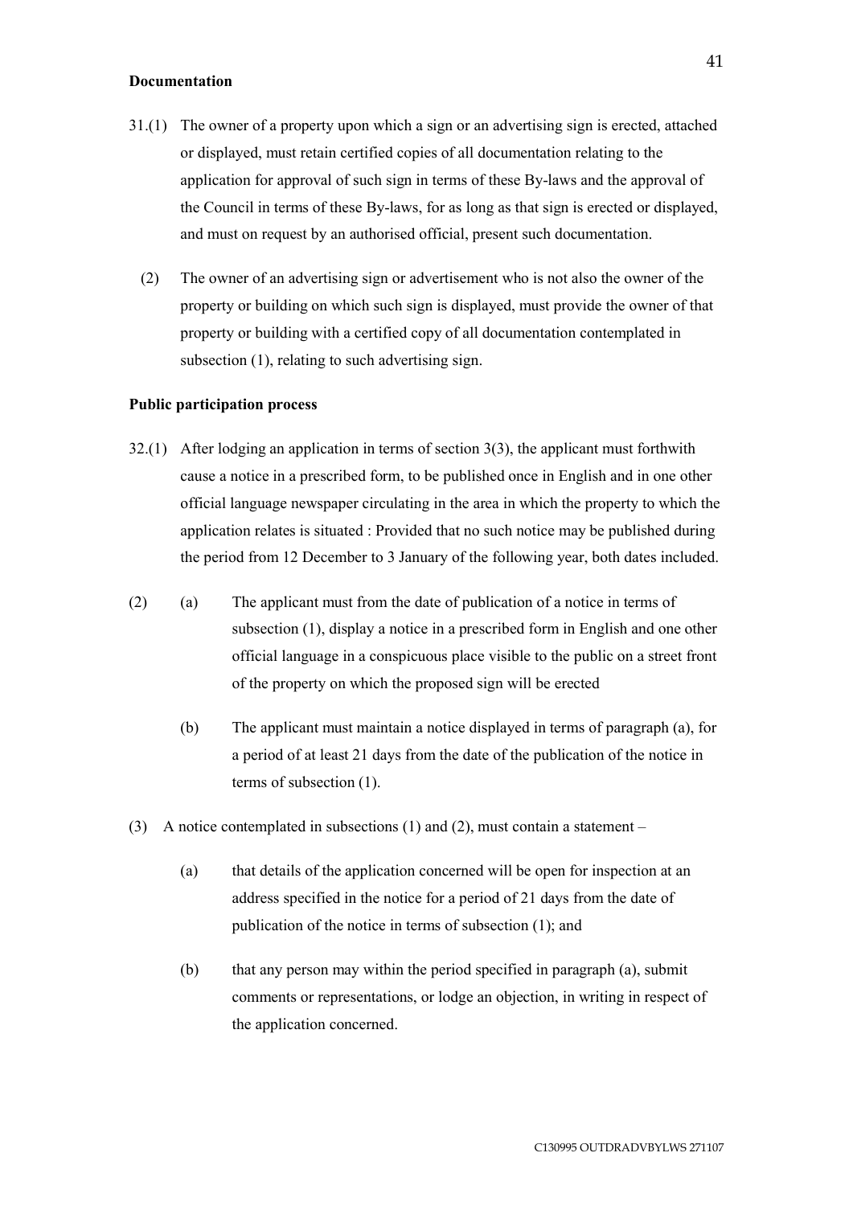**Documentation**

31.(1) The owner of a property upon which a sign or an advertising sign is erected, attached or displayed, must retain certified copies of all documentation relating to the application for approval of such sign in terms of these By-laws and the approval of the Council in terms of these By-laws, for as long as that sign is erected or displayed, and must on request by an authorised official, present such documentation.

(2) The owner of an advertising sign or advertisement who is not also the owner of the property or building on which such sign is displayed, must provide the owner of that property or building with a certified copy of all documentation contemplated in subsection (1), relating to such advertising sign.

**Public participation process**

32.(1) After lodging an application in terms of section 3(3), the applicant must forthwith cause a notice in a prescribed form, to be published once in English and in one other official language newspaper circulating in the area in which the property to which the application relates is situated : Provided that no such notice may be published during the period from 12 December to 3 January of the following year, both dates included.

(2) (a) The applicant must from the date of publication of a notice in terms of subsection (1), display a notice in a prescribed form in English and one other official language in a conspicuous place visible to the public on a street front of the property on which the proposed sign will be erected

(b) The applicant must maintain a notice displayed in terms of paragraph (a), for a period of at least 21 days from the date of the publication of the notice in terms of subsection (1).

(3) A notice contemplated in subsections (1) and (2), must contain a statement –

(a) that details of the application concerned will be open for inspection at an address specified in the notice for a period of 21 days from the date of publication of the notice in terms of subsection (1); and

(b) that any person may within the period specified in paragraph (a), submit comments or representations, or lodge an objection, in writing in respect of the application concerned.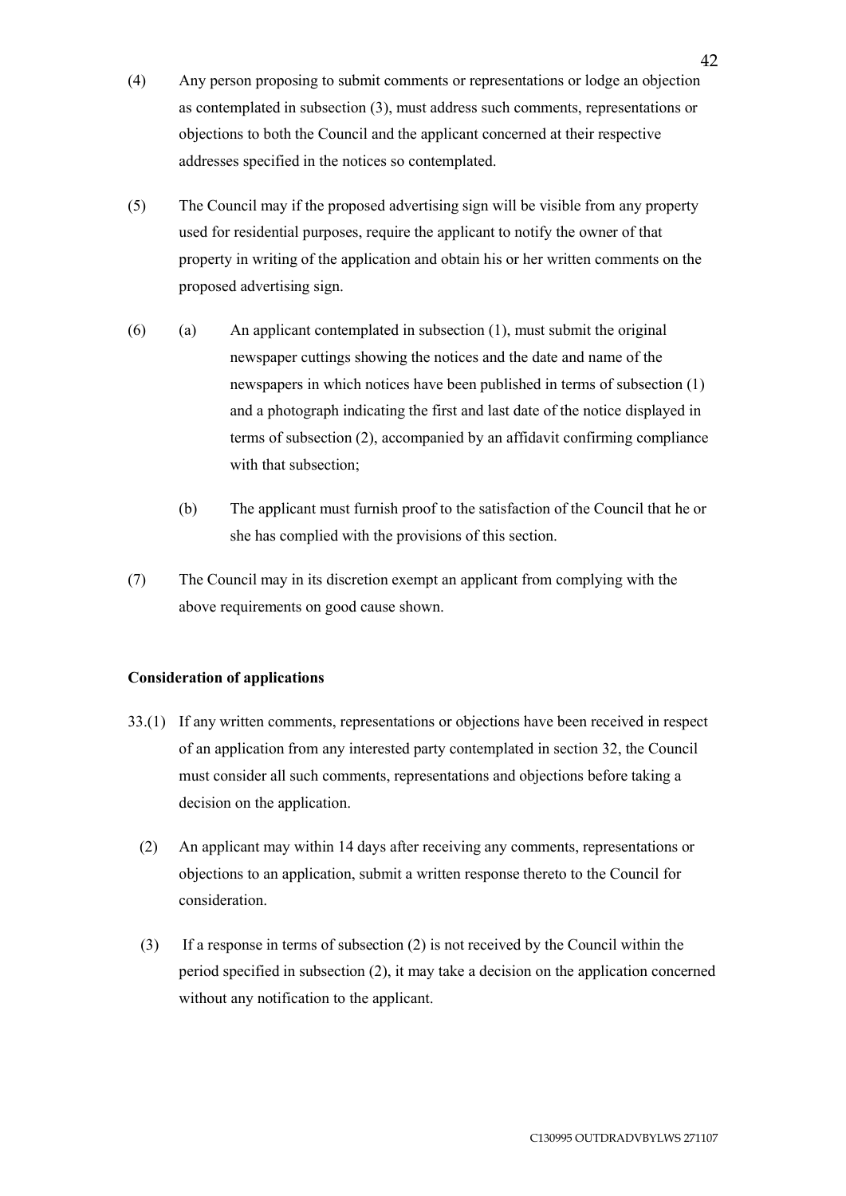(4) Any person proposing to submit comments or representations or lodge an objection as contemplated in subsection (3), must address such comments, representations or objections to both the Council and the applicant concerned at their respective addresses specified in the notices so contemplated.

(5) The Council may if the proposed advertising sign will be visible from any property used for residential purposes, require the applicant to notify the owner of that property in writing of the application and obtain his or her written comments on the proposed advertising sign.

(6) (a) An applicant contemplated in subsection (1), must submit the original newspaper cuttings showing the notices and the date and name of the newspapers in which notices have been published in terms of subsection (1) and a photograph indicating the first and last date of the notice displayed in terms of subsection (2), accompanied by an affidavit confirming compliance with that subsection;

(b) The applicant must furnish proof to the satisfaction of the Council that he or she has complied with the provisions of this section.

(7) The Council may in its discretion exempt an applicant from complying with the above requirements on good cause shown.

**Consideration of applications**

33.(1) If any written comments, representations or objections have been received in respect of an application from any interested party contemplated in section 32, the Council must consider all such comments, representations and objections before taking a decision on the application.

(2) An applicant may within 14 days after receiving any comments, representations or objections to an application, submit a written response thereto to the Council for consideration.

(3) If a response in terms of subsection (2) is not received by the Council within the period specified in subsection (2), it may take a decision on the application concerned without any notification to the applicant.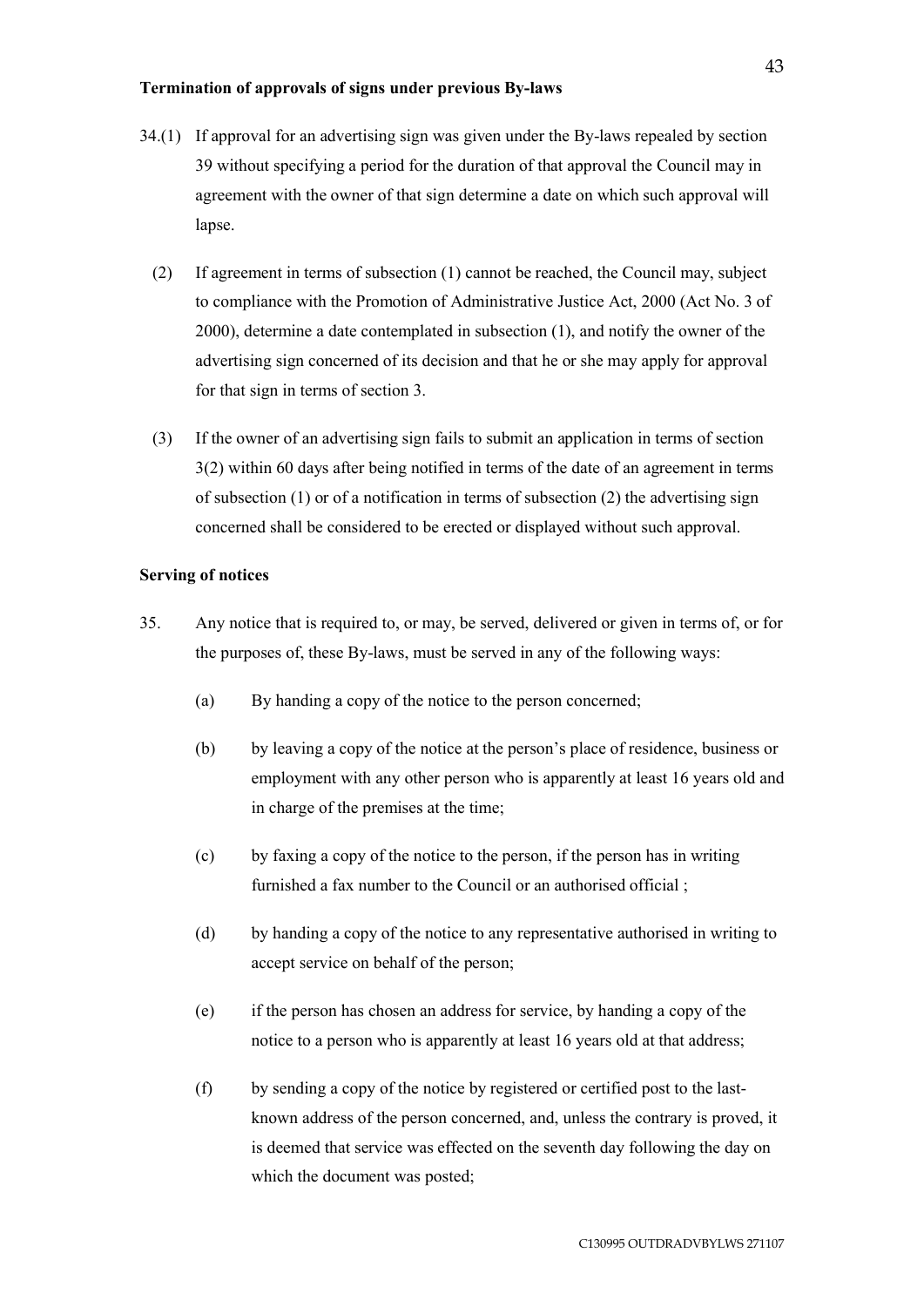**Termination of approvals of signs under previous By-laws**

34.(1) If approval for an advertising sign was given under the By-laws repealed by section 39 without specifying a period for the duration of that approval the Council may in agreement with the owner of that sign determine a date on which such approval will lapse.

(2) If agreement in terms of subsection (1) cannot be reached, the Council may, subject to compliance with the Promotion of Administrative Justice Act, 2000 (Act No. 3 of 2000), determine a date contemplated in subsection (1), and notify the owner of the advertising sign concerned of its decision and that he or she may apply for approval for that sign in terms of section 3.

(3) If the owner of an advertising sign fails to submit an application in terms of section 3(2) within 60 days after being notified in terms of the date of an agreement in terms of subsection (1) or of a notification in terms of subsection (2) the advertising sign concerned shall be considered to be erected or displayed without such approval.

**Serving of notices**

35. Any notice that is required to, or may, be served, delivered or given in terms of, or for the purposes of, these By-laws, must be served in any of the following ways:

(a) By handing a copy of the notice to the person concerned;

(b) by leaving a copy of the notice at the person's place of residence, business or employment with any other person who is apparently at least 16 years old and in charge of the premises at the time;

(c) by faxing a copy of the notice to the person, if the person has in writing furnished a fax number to the Council or an authorised official ;

(d) by handing a copy of the notice to any representative authorised in writing to accept service on behalf of the person;

(e) if the person has chosen an address for service, by handing a copy of the notice to a person who is apparently at least 16 years old at that address;

(f) by sending a copy of the notice by registered or certified post to the last-known address of the person concerned, and, unless the contrary is proved, it is deemed that service was effected on the seventh day following the day on which the document was posted;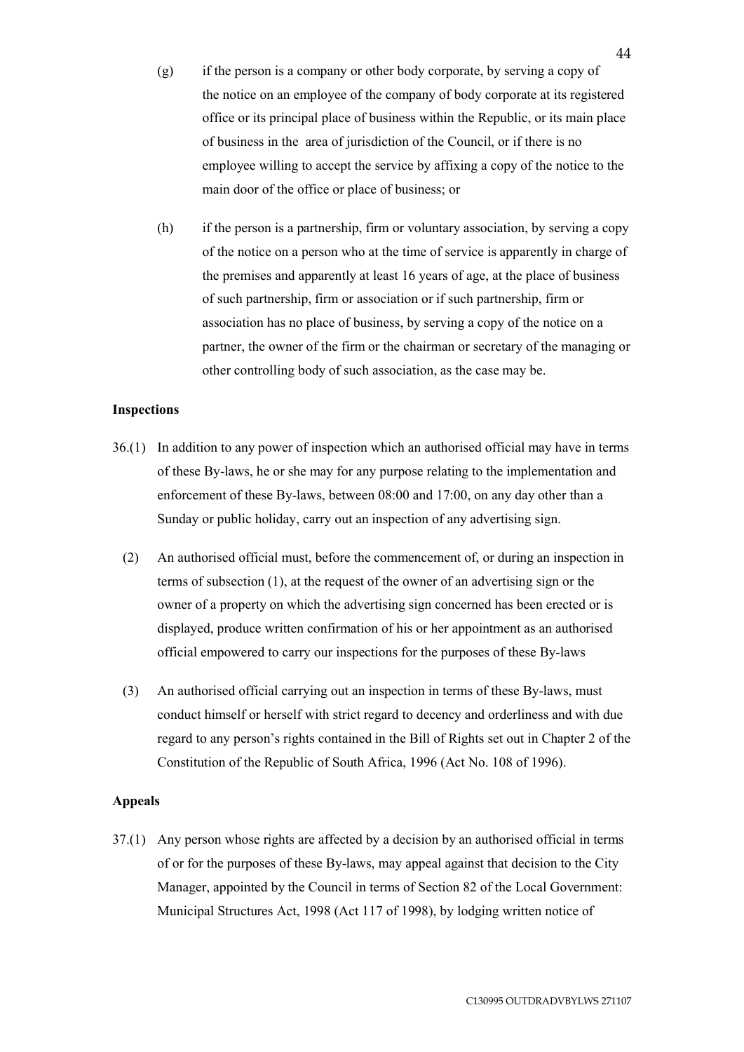(g) if the person is a company or other body corporate, by serving a copy of the notice on an employee of the company of body corporate at its registered office or its principal place of business within the Republic, or its main place of business in the area of jurisdiction of the Council, or if there is no employee willing to accept the service by affixing a copy of the notice to the main door of the office or place of business; or

(h) if the person is a partnership, firm or voluntary association, by serving a copy of the notice on a person who at the time of service is apparently in charge of the premises and apparently at least 16 years of age, at the place of business of such partnership, firm or association or if such partnership, firm or association has no place of business, by serving a copy of the notice on a partner, the owner of the firm or the chairman or secretary of the managing or other controlling body of such association, as the case may be.

**Inspections**

36.(1) In addition to any power of inspection which an authorised official may have in terms of these By-laws, he or she may for any purpose relating to the implementation and enforcement of these By-laws, between 08:00 and 17:00, on any day other than a Sunday or public holiday, carry out an inspection of any advertising sign.

(2) An authorised official must, before the commencement of, or during an inspection in terms of subsection (1), at the request of the owner of an advertising sign or the owner of a property on which the advertising sign concerned has been erected or is displayed, produce written confirmation of his or her appointment as an authorised official empowered to carry our inspections for the purposes of these By-laws

(3) An authorised official carrying out an inspection in terms of these By-laws, must conduct himself or herself with strict regard to decency and orderliness and with due regard to any person's rights contained in the Bill of Rights set out in Chapter 2 of the Constitution of the Republic of South Africa, 1996 (Act No. 108 of 1996).

**Appeals**

37.(1) Any person whose rights are affected by a decision by an authorised official in terms of or for the purposes of these By-laws, may appeal against that decision to the City Manager, appointed by the Council in terms of Section 82 of the Local Government: Municipal Structures Act, 1998 (Act 117 of 1998), by lodging written notice of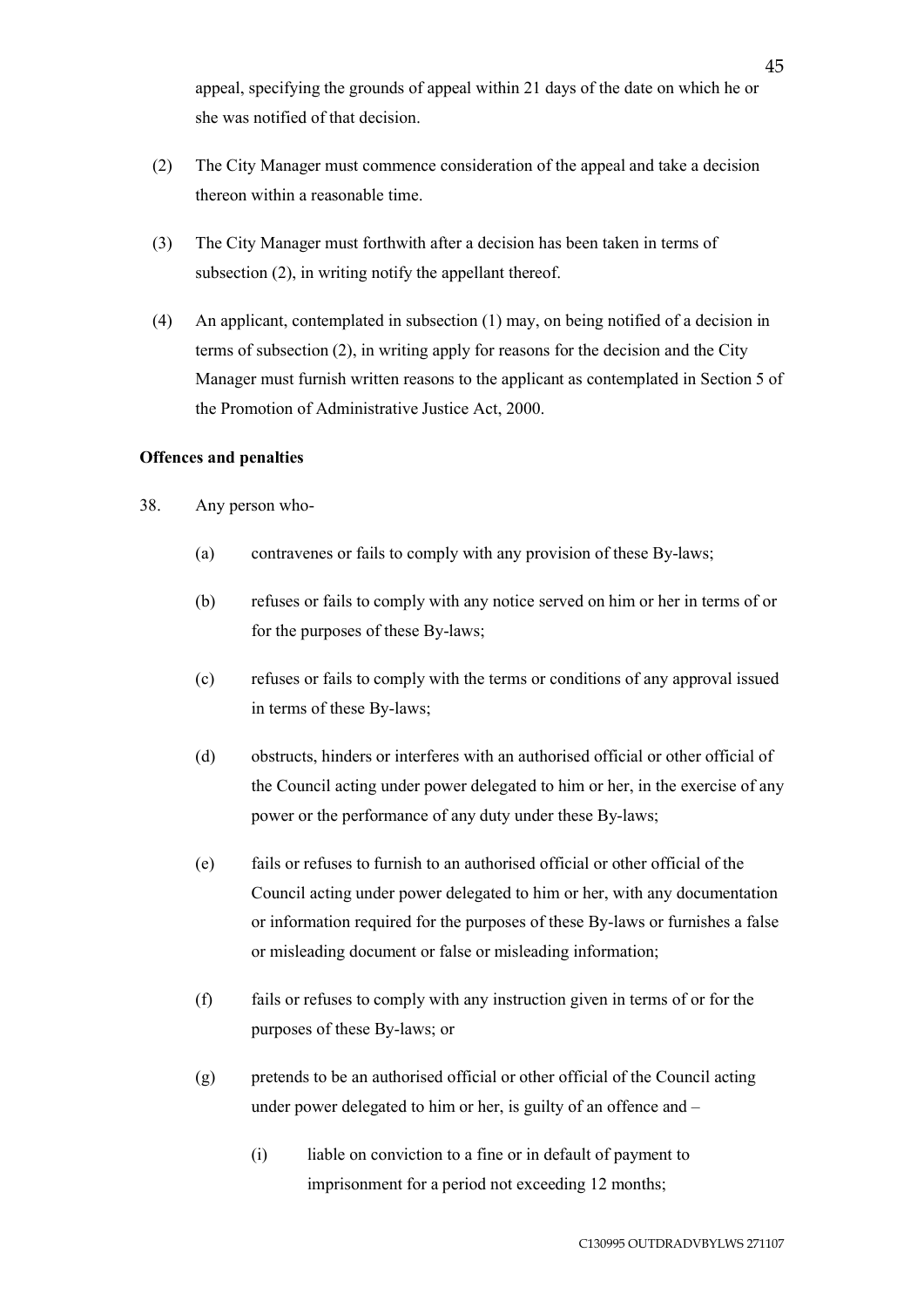appeal, specifying the grounds of appeal within 21 days of the date on which he or she was notified of that decision.

(2) The City Manager must commence consideration of the appeal and take a decision thereon within a reasonable time.

(3) The City Manager must forthwith after a decision has been taken in terms of subsection (2), in writing notify the appellant thereof.

(4) An applicant, contemplated in subsection (1) may, on being notified of a decision in terms of subsection (2), in writing apply for reasons for the decision and the City Manager must furnish written reasons to the applicant as contemplated in Section 5 of the Promotion of Administrative Justice Act, 2000.

**Offences and penalties**

38. Any person who-

(a) contravenes or fails to comply with any provision of these By-laws;

(b) refuses or fails to comply with any notice served on him or her in terms of or for the purposes of these By-laws;

(c) refuses or fails to comply with the terms or conditions of any approval issued in terms of these By-laws;

(d) obstructs, hinders or interferes with an authorised official or other official of the Council acting under power delegated to him or her, in the exercise of any power or the performance of any duty under these By-laws;

(e) fails or refuses to furnish to an authorised official or other official of the Council acting under power delegated to him or her, with any documentation or information required for the purposes of these By-laws or furnishes a false or misleading document or false or misleading information;

(f) fails or refuses to comply with any instruction given in terms of or for the purposes of these By-laws; or

(g) pretends to be an authorised official or other official of the Council acting under power delegated to him or her, is guilty of an offence and –

(i) liable on conviction to a fine or in default of payment to imprisonment for a period not exceeding 12 months;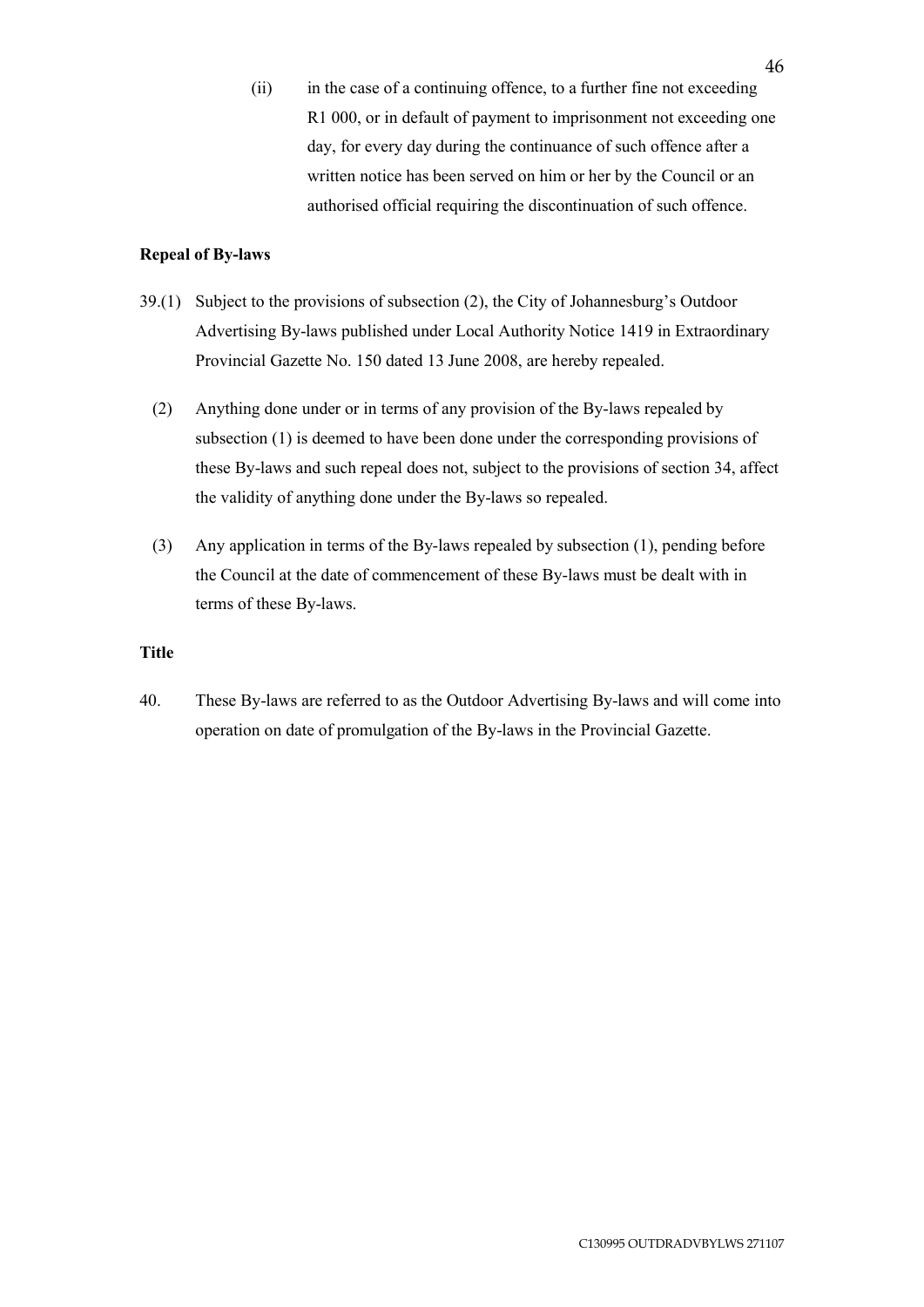(ii) in the case of a continuing offence, to a further fine not exceeding R1 000, or in default of payment to imprisonment not exceeding one day, for every day during the continuance of such offence after a written notice has been served on him or her by the Council or an authorised official requiring the discontinuation of such offence.

**Repeal of By-laws**

39.(1) Subject to the provisions of subsection (2), the City of Johannesburg's Outdoor Advertising By-laws published under Local Authority Notice 1419 in Extraordinary Provincial Gazette No. 150 dated 13 June 2008, are hereby repealed.

(2) Anything done under or in terms of any provision of the By-laws repealed by subsection (1) is deemed to have been done under the corresponding provisions of these By-laws and such repeal does not, subject to the provisions of section 34, affect the validity of anything done under the By-laws so repealed.

(3) Any application in terms of the By-laws repealed by subsection (1), pending before the Council at the date of commencement of these By-laws must be dealt with in terms of these By-laws.

**Title**

40. These By-laws are referred to as the Outdoor Advertising By-laws and will come into operation on date of promulgation of the By-laws in the Provincial Gazette.